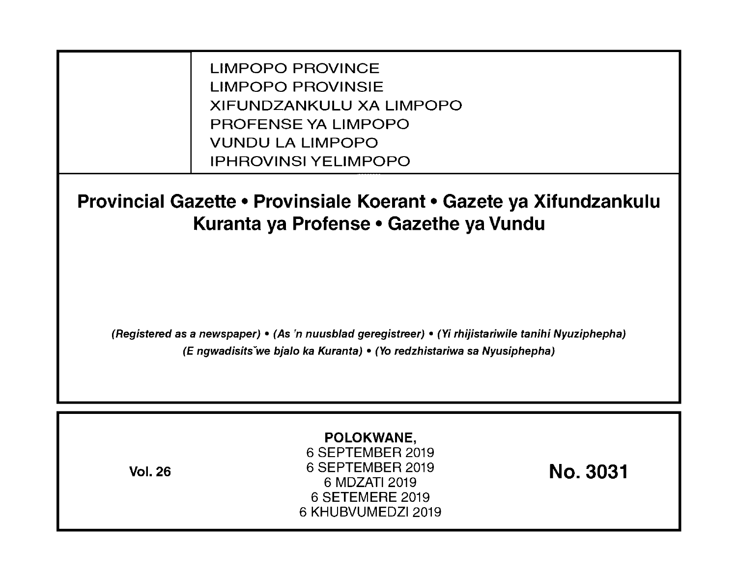LIMPOPO PROVINCE
LIMPOPO PROVINSIE
XIFUNDZANKULU XA LIMPOPO
PROFENSE YA LIMPOPO
VUNDU LA LIMPOPO
IPHROVINSI YELIMPOPO

# Provincial Gazette • Provinsiale Koerant • Gazete ya Xifundzankulu Kuranta ya Profense • Gazethe ya Vundu

*(Registered as a newspaper) • (As 'n nuusblad geregistreer) • (Yi rhijistariwile tanihi Nyuziphepha) (E ngwadisitšwe bjalo ka Kuranta) • (Yo redzhistariwa sa Nyusiphepha)*

**Vol. 26**

**POLOKWANE,**
6 SEPTEMBER 2019
6 SEPTEMBER 2019
6 MDZATI 2019
6 SETEMERE 2019
6 KHUBVUMEDZI 2019

**No. 3031**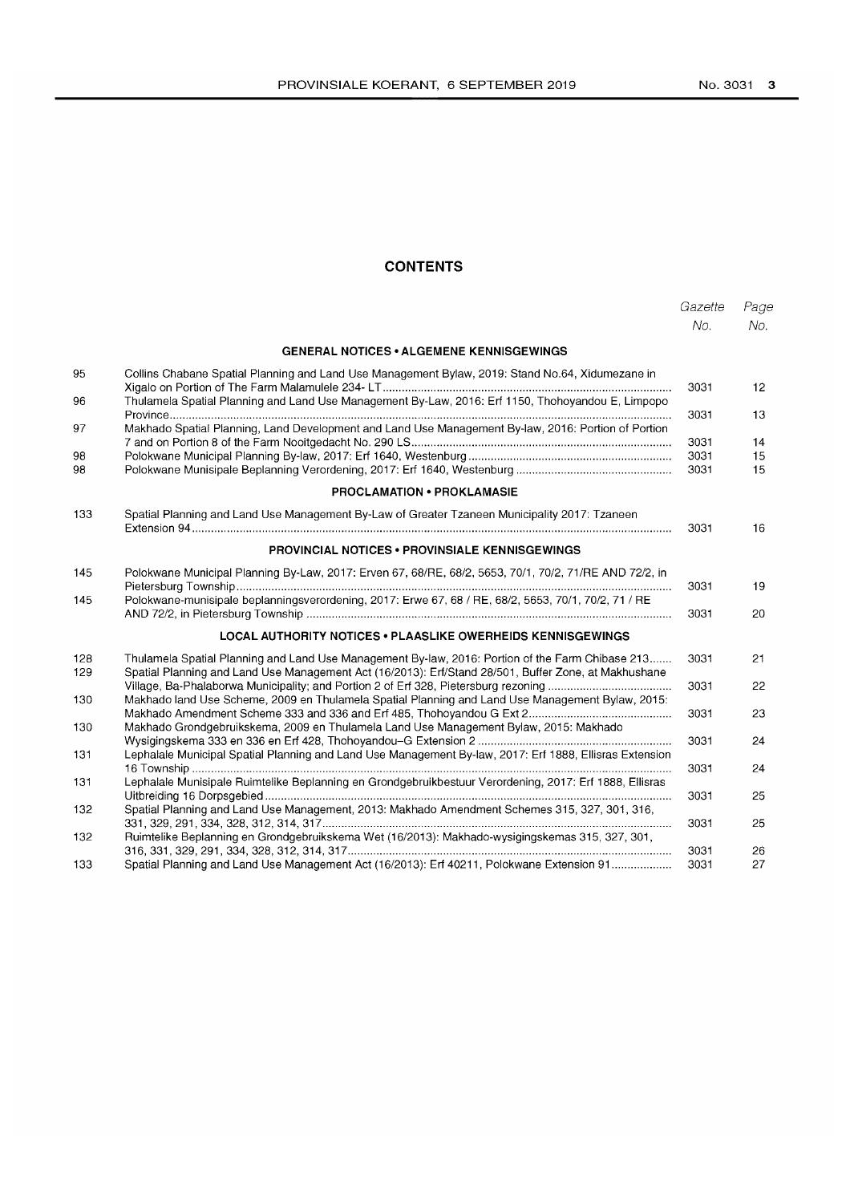## CONTENTS

| | | Gazette No. | Page No. |
|---|---|---|---|
| | **GENERAL NOTICES • ALGEMENE KENNISGEWINGS** | | |
| 95 | Collins Chabane Spatial Planning and Land Use Management Bylaw, 2019: Stand No.64, Xidumezane in Xigalo on Portion of The Farm Malamulele 234- LT | 3031 | 12 |
| 96 | Thulamela Spatial Planning and Land Use Management By-Law, 2016: Erf 1150, Thohoyandou E, Limpopo Province | 3031 | 13 |
| 97 | Makhado Spatial Planning, Land Development and Land Use Management By-law, 2016: Portion of Portion 7 and on Portion 8 of the Farm Nooitgedacht No. 290 LS | 3031 | 14 |
| 98 | Polokwane Municipal Planning By-law, 2017: Erf 1640, Westenburg | 3031 | 15 |
| 98 | Polokwane Munisipale Beplanning Verordening, 2017: Erf 1640, Westenburg | 3031 | 15 |
| | **PROCLAMATION • PROKLAMASIE** | | |
| 133 | Spatial Planning and Land Use Management By-Law of Greater Tzaneen Municipality 2017: Tzaneen Extension 94 | 3031 | 16 |
| | **PROVINCIAL NOTICES • PROVINSIALE KENNISGEWINGS** | | |
| 145 | Polokwane Municipal Planning By-Law, 2017: Erven 67, 68/RE, 68/2, 5653, 70/1, 70/2, 71/RE AND 72/2, in Pietersburg Township | 3031 | 19 |
| 145 | Polokwane-munisipale beplanningsverordening, 2017: Erwe 67, 68 / RE, 68/2, 5653, 70/1, 70/2, 71 / RE AND 72/2, in Pietersburg Township | 3031 | 20 |
| | **LOCAL AUTHORITY NOTICES • PLAASLIKE OWERHEIDS KENNISGEWINGS** | | |
| 128 | Thulamela Spatial Planning and Land Use Management By-law, 2016: Portion of the Farm Chibase 213 | 3031 | 21 |
| 129 | Spatial Planning and Land Use Management Act (16/2013): Erf/Stand 28/501, Buffer Zone, at Makhushane Village, Ba-Phalaborwa Municipality; and Portion 2 of Erf 328, Pietersburg rezoning | 3031 | 22 |
| 130 | Makhado land Use Scheme, 2009 en Thulamela Spatial Planning and Land Use Management Bylaw, 2015: Makhado Amendment Scheme 333 and 336 and Erf 485, Thohoyandou G Ext 2 | 3031 | 23 |
| 130 | Makhado Grondgebruikskema, 2009 en Thulamela Land Use Management Bylaw, 2015: Makhado Wysigingskema 333 en 336 en Erf 428, Thohoyandou–G Extension 2 | 3031 | 24 |
| 131 | Lephalale Municipal Spatial Planning and Land Use Management By-law, 2017: Erf 1888, Ellisras Extension 16 Township | 3031 | 24 |
| 131 | Lephalale Munisipale Ruimtelike Beplanning en Grondgebruikbestuur Verordening, 2017: Erf 1888, Ellisras Uitbreiding 16 Dorpsgebied | 3031 | 25 |
| 132 | Spatial Planning and Land Use Management, 2013: Makhado Amendment Schemes 315, 327, 301, 316, 331, 329, 291, 334, 328, 312, 314, 317 | 3031 | 25 |
| 132 | Ruimtelike Beplanning en Grondgebruikskema Wet (16/2013): Makhado-wysigingskemas 315, 327, 301, 316, 331, 329, 291, 334, 328, 312, 314, 317 | 3031 | 26 |
| 133 | Spatial Planning and Land Use Management Act (16/2013): Erf 40211, Polokwane Extension 91 | 3031 | 27 |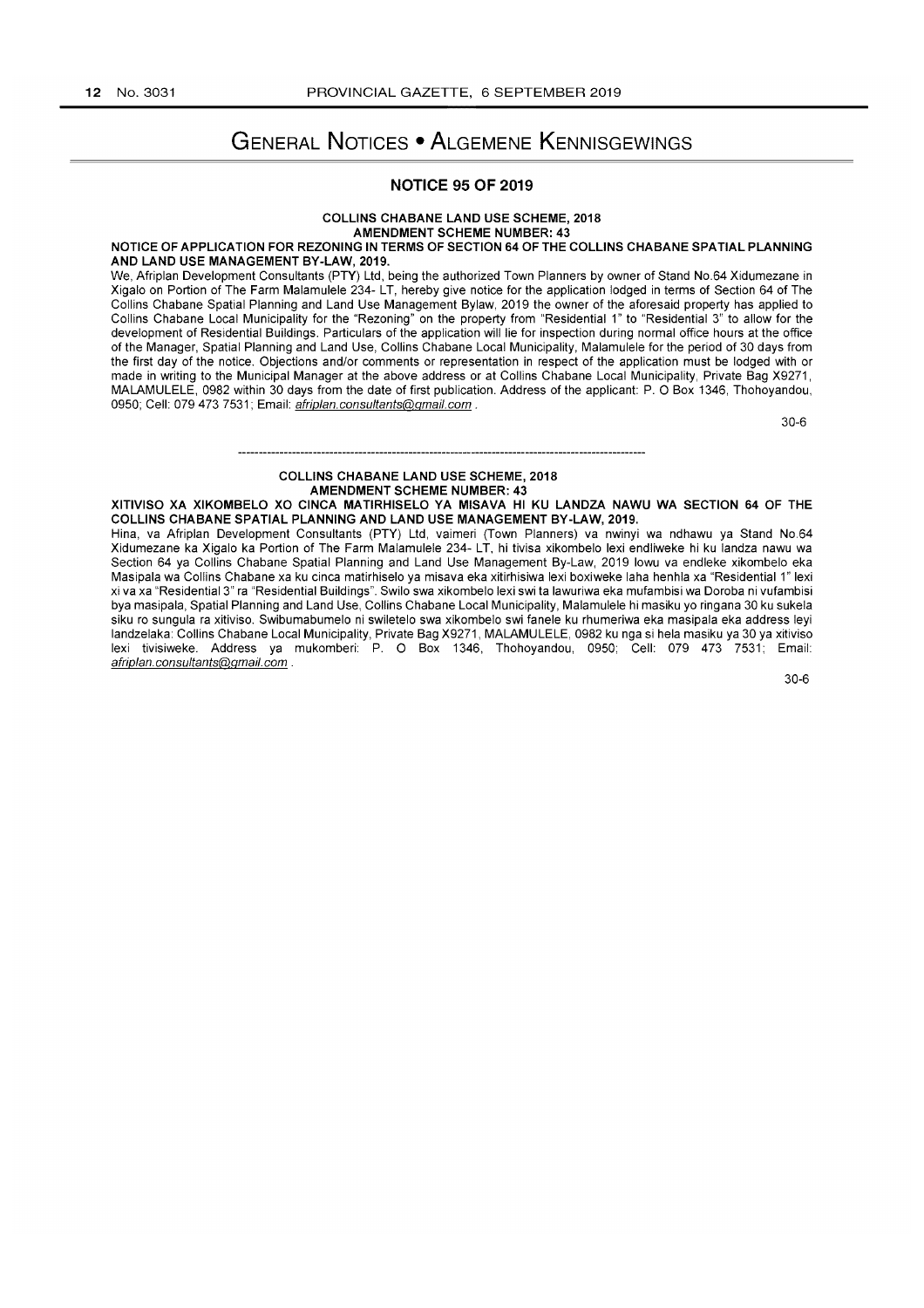# General Notices • Algemene Kennisgewings

## NOTICE 95 OF 2019

**COLLINS CHABANE LAND USE SCHEME, 2018**
**AMENDMENT SCHEME NUMBER: 43**

**NOTICE OF APPLICATION FOR REZONING IN TERMS OF SECTION 64 OF THE COLLINS CHABANE SPATIAL PLANNING AND LAND USE MANAGEMENT BY-LAW, 2019.**

We, Afriplan Development Consultants (PTY) Ltd, being the authorized Town Planners by owner of Stand No.64 Xidumezane in Xigalo on Portion of The Farm Malamulele 234- LT, hereby give notice for the application lodged in terms of Section 64 of The Collins Chabane Spatial Planning and Land Use Management Bylaw, 2019 the owner of the aforesaid property has applied to Collins Chabane Local Municipality for the "Rezoning" on the property from "Residential 1" to "Residential 3" to allow for the development of Residential Buildings. Particulars of the application will lie for inspection during normal office hours at the office of the Manager, Spatial Planning and Land Use, Collins Chabane Local Municipality, Malamulele for the period of 30 days from the first day of the notice. Objections and/or comments or representation in respect of the application must be lodged with or made in writing to the Municipal Manager at the above address or at Collins Chabane Local Municipality, Private Bag X9271, MALAMULELE, 0982 within 30 days from the date of first publication. Address of the applicant: P. O Box 1346, Thohoyandou, 0950; Cell: 079 473 7531; Email: *afriplan.consultants@gmail.com* .

30-6

---

**COLLINS CHABANE LAND USE SCHEME, 2018**
**AMENDMENT SCHEME NUMBER: 43**

**XITIVISO XA XIKOMBELO XO CINCA MATIRHISELO YA MISAVA HI KU LANDZA NAWU WA SECTION 64 OF THE COLLINS CHABANE SPATIAL PLANNING AND LAND USE MANAGEMENT BY-LAW, 2019.**

Hina, va Afriplan Development Consultants (PTY) Ltd, vaimeri (Town Planners) va nwinyi wa ndhawu ya Stand No.64 Xidumezane ka Xigalo ka Portion of The Farm Malamulele 234- LT, hi tivisa xikombelo lexi endliweke hi ku landza nawu wa Section 64 ya Collins Chabane Spatial Planning and Land Use Management By-Law, 2019 lowu va endleke xikombelo eka Masipala wa Collins Chabane xa ku cinca matirhiselo ya misava eka xitirhisiwa lexi boxiweke laha henhla xa "Residential 1" lexi xi va xa "Residential 3" ra "Residential Buildings". Swilo swa xikombelo lexi swi ta lawuriwa eka mufambisi wa Doroba ni vufambisi bya masipala, Spatial Planning and Land Use, Collins Chabane Local Municipality, Malamulele hi masiku yo ringana 30 ku sukela siku ro sungula ra xitiviso. Swibumabumelo ni swiletelo swa xikombelo swi fanele ku rhumeriwa eka masipala eka address leyi landzelaka: Collins Chabane Local Municipality, Private Bag X9271, MALAMULELE, 0982 ku nga si hela masiku ya 30 ya xitiviso lexi tivisiweke. Address ya mukomberi: P. O Box 1346, Thohoyandou, 0950; Cell: 079 473 7531; Email: *afriplan.consultants@gmail.com* .

30-6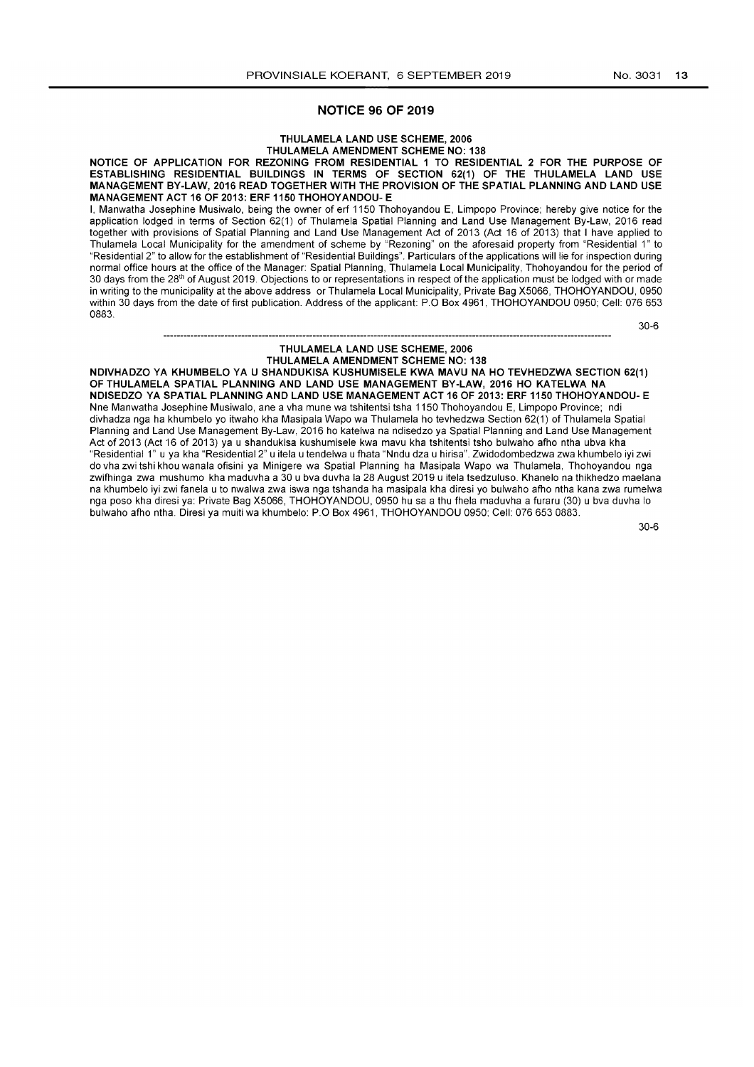## NOTICE 96 OF 2019

**THULAMELA LAND USE SCHEME, 2006**
**THULAMELA AMENDMENT SCHEME NO: 138**

**NOTICE OF APPLICATION FOR REZONING FROM RESIDENTIAL 1 TO RESIDENTIAL 2 FOR THE PURPOSE OF ESTABLISHING RESIDENTIAL BUILDINGS IN TERMS OF SECTION 62(1) OF THE THULAMELA LAND USE MANAGEMENT BY-LAW, 2016 READ TOGETHER WITH THE PROVISION OF THE SPATIAL PLANNING AND LAND USE MANAGEMENT ACT 16 OF 2013: ERF 1150 THOHOYANDOU- E**

I, Manwatha Josephine Musiwalo, being the owner of erf 1150 Thohoyandou E, Limpopo Province; hereby give notice for the application lodged in terms of Section 62(1) of Thulamela Spatial Planning and Land Use Management By-Law, 2016 read together with provisions of Spatial Planning and Land Use Management Act of 2013 (Act 16 of 2013) that I have applied to Thulamela Local Municipality for the amendment of scheme by "Rezoning" on the aforesaid property from "Residential 1" to "Residential 2" to allow for the establishment of "Residential Buildings". Particulars of the applications will lie for inspection during normal office hours at the office of the Manager: Spatial Planning, Thulamela Local Municipality, Thohoyandou for the period of 30 days from the 28th of August 2019. Objections to or representations in respect of the application must be lodged with or made in writing to the municipality at the above address or Thulamela Local Municipality, Private Bag X5066, THOHOYANDOU, 0950 within 30 days from the date of first publication. Address of the applicant: P.O Box 4961, THOHOYANDOU 0950; Cell: 076 653 0883.

30-6

---

**THULAMELA LAND USE SCHEME, 2006**
**THULAMELA AMENDMENT SCHEME NO: 138**

**NDIVHADZO YA KHUMBELO YA U SHANDUKISA KUSHUMISELE KWA MAVU NA HO TEVHEDZWA SECTION 62(1) OF THULAMELA SPATIAL PLANNING AND LAND USE MANAGEMENT BY-LAW, 2016 HO KATELWA NA NDISEDZO YA SPATIAL PLANNING AND LAND USE MANAGEMENT ACT 16 OF 2013: ERF 1150 THOHOYANDOU- E**

Nne Manwatha Josephine Musiwalo, ane a vha mune wa tshitentsi tsha 1150 Thohoyandou E, Limpopo Province; ndi divhadza nga ha khumbelo yo itwaho kha Masipala Wapo wa Thulamela ho tevhedzwa Section 62(1) of Thulamela Spatial Planning and Land Use Management By-Law, 2016 ho katelwa na ndisedzo ya Spatial Planning and Land Use Management Act of 2013 (Act 16 of 2013) ya u shandukisa kushumisele kwa mavu kha tshitentsi tsho bulwaho afho ntha ubva kha "Residential 1" u ya kha "Residential 2" u itela u tendelwa u fhata "Nndu dza u hirisa". Zwidodombedzwa zwa khumbelo iyi zwi do vha zwi tshi khou wanala ofisini ya Minigere wa Spatial Planning ha Masipala Wapo wa Thulamela, Thohoyandou nga zwifhinga zwa mushumo kha maduvha a 30 u bva duvha la 28 August 2019 u itela tsedzuluso. Khanelo na thikhedzo maelana na khumbelo iyi zwi fanela u to nwalwa zwa iswa nga tshanda ha masipala kha diresi yo bulwaho afho ntha kana zwa rumelwa nga poso kha diresi ya: Private Bag X5066, THOHOYANDOU, 0950 hu sa a thu fhela maduvha a furaru (30) u bva duvha lo bulwaho afho ntha. Diresi ya muiti wa khumbelo: P.O Box 4961, THOHOYANDOU 0950; Cell: 076 653 0883.

30-6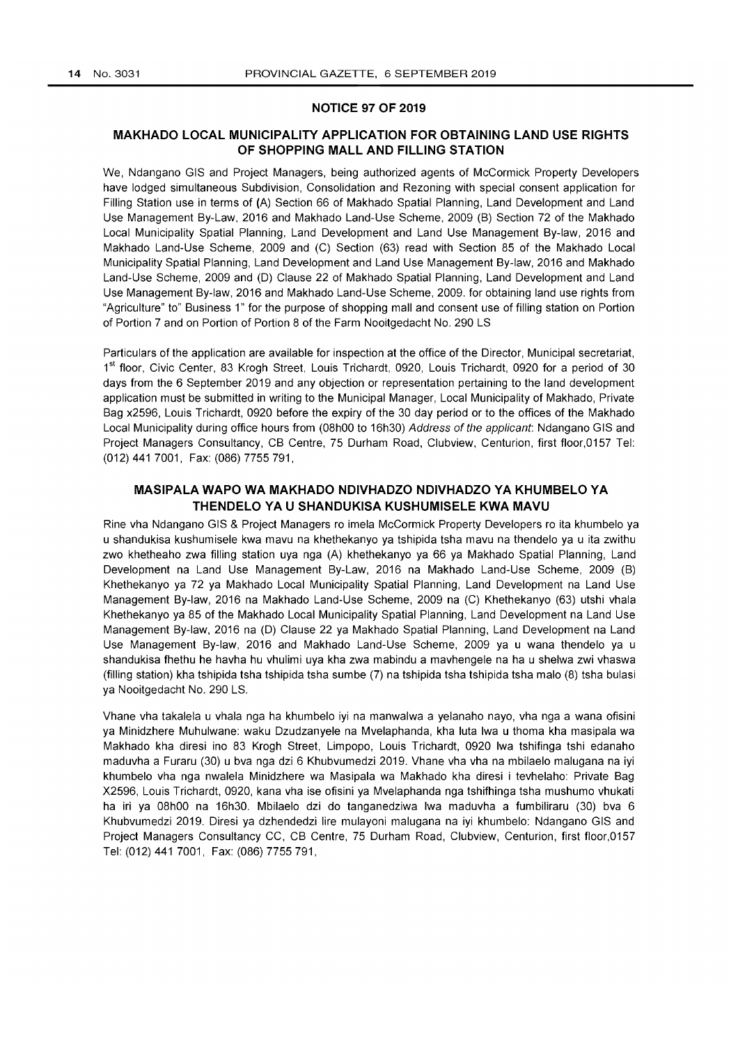**NOTICE 97 OF 2019**

## MAKHADO LOCAL MUNICIPALITY APPLICATION FOR OBTAINING LAND USE RIGHTS OF SHOPPING MALL AND FILLING STATION

We, Ndangano GIS and Project Managers, being authorized agents of McCormick Property Developers have lodged simultaneous Subdivision, Consolidation and Rezoning with special consent application for Filling Station use in terms of (A) Section 66 of Makhado Spatial Planning, Land Development and Land Use Management By-Law, 2016 and Makhado Land-Use Scheme, 2009 (B) Section 72 of the Makhado Local Municipality Spatial Planning, Land Development and Land Use Management By-law, 2016 and Makhado Land-Use Scheme, 2009 and (C) Section (63) read with Section 85 of the Makhado Local Municipality Spatial Planning, Land Development and Land Use Management By-law, 2016 and Makhado Land-Use Scheme, 2009 and (D) Clause 22 of Makhado Spatial Planning, Land Development and Land Use Management By-law, 2016 and Makhado Land-Use Scheme, 2009. for obtaining land use rights from "Agriculture" to" Business 1" for the purpose of shopping mall and consent use of filling station on Portion of Portion 7 and on Portion of Portion 8 of the Farm Nooitgedacht No. 290 LS

Particulars of the application are available for inspection at the office of the Director, Municipal secretariat, 1st floor, Civic Center, 83 Krogh Street, Louis Trichardt, 0920, Louis Trichardt, 0920 for a period of 30 days from the 6 September 2019 and any objection or representation pertaining to the land development application must be submitted in writing to the Municipal Manager, Local Municipality of Makhado, Private Bag x2596, Louis Trichardt, 0920 before the expiry of the 30 day period or to the offices of the Makhado Local Municipality during office hours from (08h00 to 16h30) *Address of the applicant*: Ndangano GIS and Project Managers Consultancy, CB Centre, 75 Durham Road, Clubview, Centurion, first floor,0157 Tel: (012) 441 7001, Fax: (086) 7755 791,

## MASIPALA WAPO WA MAKHADO NDIVHADZO NDIVHADZO YA KHUMBELO YA THENDELO YA U SHANDUKISA KUSHUMISELE KWA MAVU

Rine vha Ndangano GIS & Project Managers ro imela McCormick Property Developers ro ita khumbelo ya u shandukisa kushumisele kwa mavu na khethekanyo ya tshipida tsha mavu na thendelo ya u ita zwithu zwo khetheaho zwa filling station uya nga (A) khethekanyo ya 66 ya Makhado Spatial Planning, Land Development na Land Use Management By-Law, 2016 na Makhado Land-Use Scheme, 2009 (B) Khethekanyo ya 72 ya Makhado Local Municipality Spatial Planning, Land Development na Land Use Management By-law, 2016 na Makhado Land-Use Scheme, 2009 na (C) Khethekanyo (63) utshi vhala Khethekanyo ya 85 of the Makhado Local Municipality Spatial Planning, Land Development na Land Use Management By-law, 2016 na (D) Clause 22 ya Makhado Spatial Planning, Land Development na Land Use Management By-law, 2016 and Makhado Land-Use Scheme, 2009 ya u wana thendelo ya u shandukisa fhethu he havha hu vhulimi uya kha zwa mabindu a mavhengele na ha u shelwa zwi vhaswa (filling station) kha tshipida tsha tshipida tsha sumbe (7) na tshipida tsha tshipida tsha malo (8) tsha bulasi ya Nooitgedacht No. 290 LS.

Vhane vha takalela u vhala nga ha khumbelo iyi na manwalwa a yelanaho nayo, vha nga a wana ofisini ya Minidzhere Muhulwane: waku Dzudzanyele na Mvelaphanda, kha luta lwa u thoma kha masipala wa Makhado kha diresi ino 83 Krogh Street, Limpopo, Louis Trichardt, 0920 lwa tshifinga tshi edanaho maduvha a Furaru (30) u bva nga dzi 6 Khubvumedzi 2019. Vhane vha vha na mbilaelo malugana na iyi khumbelo vha nga nwalela Minidzhere wa Masipala wa Makhado kha diresi i tevhelaho: Private Bag X2596, Louis Trichardt, 0920, kana vha ise ofisini ya Mvelaphanda nga tshifhinga tsha mushumo vhukati ha iri ya 08h00 na 16h30. Mbilaelo dzi do tanganedziwa lwa maduvha a fumbiliraru (30) bva 6 Khubvumedzi 2019. Diresi ya dzhendedzi lire mulayoni malugana na iyi khumbelo: Ndangano GIS and Project Managers Consultancy CC, CB Centre, 75 Durham Road, Clubview, Centurion, first floor,0157 Tel: (012) 441 7001, Fax: (086) 7755 791,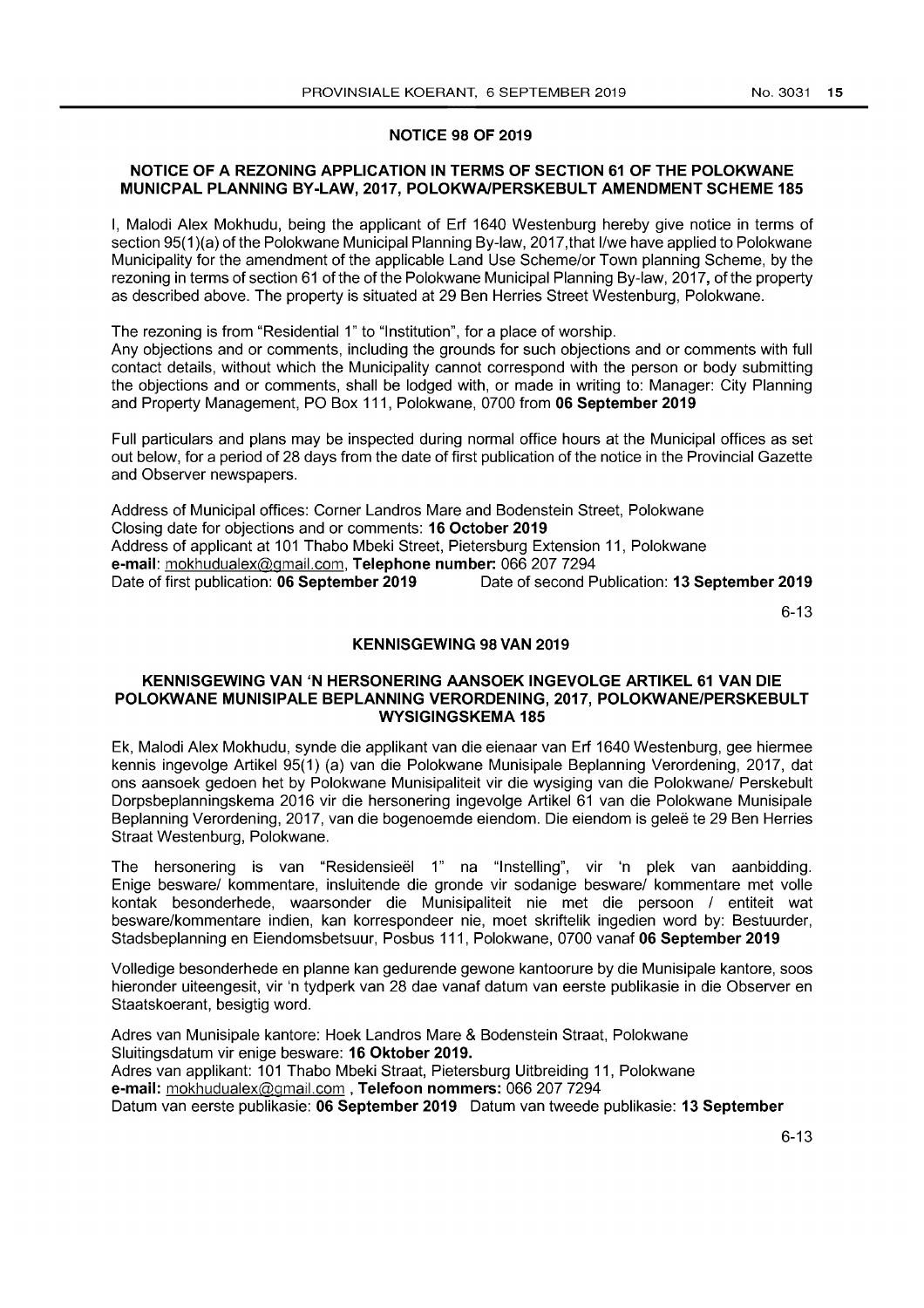## NOTICE 98 OF 2019

### NOTICE OF A REZONING APPLICATION IN TERMS OF SECTION 61 OF THE POLOKWANE MUNICPAL PLANNING BY-LAW, 2017, POLOKWA/PERSKEBULT AMENDMENT SCHEME 185

I, Malodi Alex Mokhudu, being the applicant of Erf 1640 Westenburg hereby give notice in terms of section 95(1)(a) of the Polokwane Municipal Planning By-law, 2017,that I/we have applied to Polokwane Municipality for the amendment of the applicable Land Use Scheme/or Town planning Scheme, by the rezoning in terms of section 61 of the of the Polokwane Municipal Planning By-law, 2017, of the property as described above. The property is situated at 29 Ben Herries Street Westenburg, Polokwane.

The rezoning is from "Residential 1" to "Institution", for a place of worship.
Any objections and or comments, including the grounds for such objections and or comments with full contact details, without which the Municipality cannot correspond with the person or body submitting the objections and or comments, shall be lodged with, or made in writing to: Manager: City Planning and Property Management, PO Box 111, Polokwane, 0700 from **06 September 2019**

Full particulars and plans may be inspected during normal office hours at the Municipal offices as set out below, for a period of 28 days from the date of first publication of the notice in the Provincial Gazette and Observer newspapers.

Address of Municipal offices: Corner Landros Mare and Bodenstein Street, Polokwane
Closing date for objections and or comments: **16 October 2019**
Address of applicant at 101 Thabo Mbeki Street, Pietersburg Extension 11, Polokwane
**e-mail**: mokhudualex@gmail.com, **Telephone number:** 066 207 7294
Date of first publication: **06 September 2019** Date of second Publication: **13 September 2019**

6-13

## KENNISGEWING 98 VAN 2019

### KENNISGEWING VAN 'N HERSONERING AANSOEK INGEVOLGE ARTIKEL 61 VAN DIE POLOKWANE MUNISIPALE BEPLANNING VERORDENING, 2017, POLOKWANE/PERSKEBULT WYSIGINGSKEMA 185

Ek, Malodi Alex Mokhudu, synde die applikant van die eienaar van Erf 1640 Westenburg, gee hiermee kennis ingevolge Artikel 95(1) (a) van die Polokwane Munisipale Beplanning Verordening, 2017, dat ons aansoek gedoen het by Polokwane Munisipaliteit vir die wysiging van die Polokwane/ Perskebult Dorpsbeplanningskema 2016 vir die hersonering ingevolge Artikel 61 van die Polokwane Munisipale Beplanning Verordening, 2017, van die bogenoemde eiendom. Die eiendom is geleë te 29 Ben Herries Straat Westenburg, Polokwane.

The hersonering is van "Residensieël 1" na "Instelling", vir 'n plek van aanbidding. Enige besware/ kommentare, insluitende die gronde vir sodanige besware/ kommentare met volle kontak besonderhede, waarsonder die Munisipaliteit nie met die persoon / entiteit wat besware/kommentare indien, kan korrespondeer nie, moet skriftelik ingedien word by: Bestuurder, Stadsbeplanning en Eiendomsbetsuur, Posbus 111, Polokwane, 0700 vanaf **06 September 2019**

Volledige besonderhede en planne kan gedurende gewone kantoorure by die Munisipale kantore, soos hieronder uiteengesit, vir 'n tydperk van 28 dae vanaf datum van eerste publikasie in die Observer en Staatskoerant, besigtig word.

Adres van Munisipale kantore: Hoek Landros Mare & Bodenstein Straat, Polokwane
Sluitingsdatum vir enige besware: **16 Oktober 2019.**
Adres van applikant: 101 Thabo Mbeki Straat, Pietersburg Uitbreiding 11, Polokwane
**e-mail:** mokhudualex@gmail.com , **Telefoon nommers:** 066 207 7294
Datum van eerste publikasie: **06 September 2019** Datum van tweede publikasie: **13 September**

6-13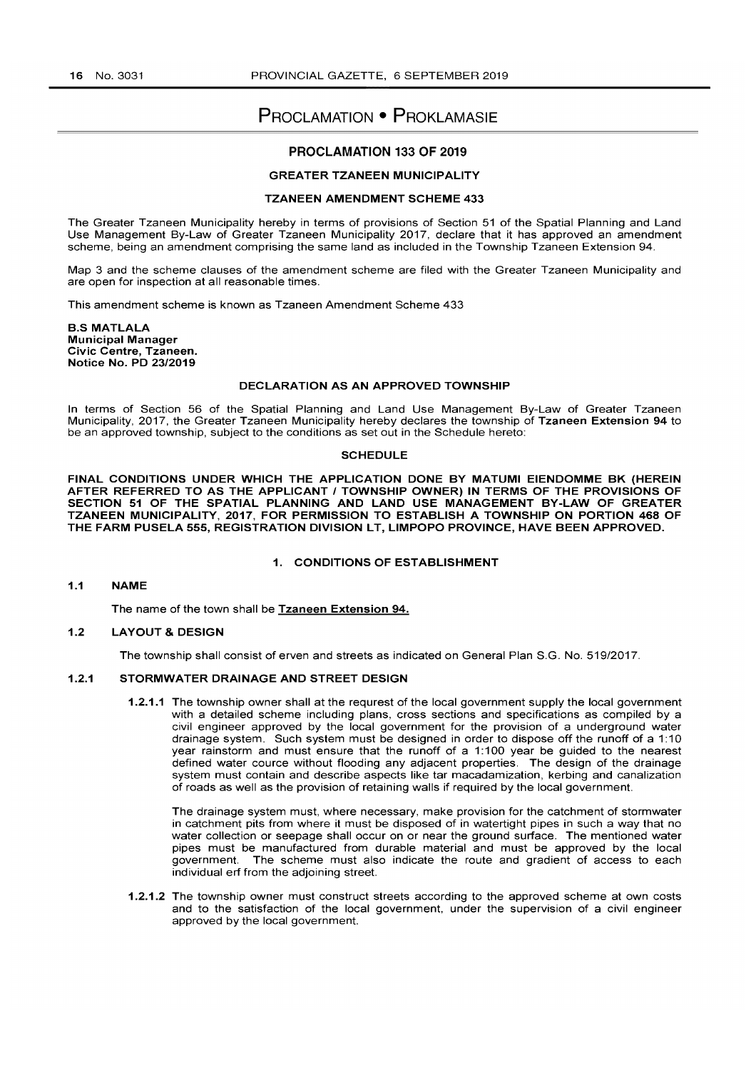# PROCLAMATION • PROKLAMASIE

## PROCLAMATION 133 OF 2019

### GREATER TZANEEN MUNICIPALITY

### TZANEEN AMENDMENT SCHEME 433

The Greater Tzaneen Municipality hereby in terms of provisions of Section 51 of the Spatial Planning and Land Use Management By-Law of Greater Tzaneen Municipality 2017, declare that it has approved an amendment scheme, being an amendment comprising the same land as included in the Township Tzaneen Extension 94.

Map 3 and the scheme clauses of the amendment scheme are filed with the Greater Tzaneen Municipality and are open for inspection at all reasonable times.

This amendment scheme is known as Tzaneen Amendment Scheme 433

**B.S MATLALA**
**Municipal Manager**
**Civic Centre, Tzaneen.**
**Notice No. PD 23/2019**

### DECLARATION AS AN APPROVED TOWNSHIP

In terms of Section 56 of the Spatial Planning and Land Use Management By-Law of Greater Tzaneen Municipality, 2017, the Greater Tzaneen Municipality hereby declares the township of **Tzaneen Extension 94** to be an approved township, subject to the conditions as set out in the Schedule hereto:

### SCHEDULE

**FINAL CONDITIONS UNDER WHICH THE APPLICATION DONE BY MATUMI EIENDOMME BK (HEREIN AFTER REFERRED TO AS THE APPLICANT / TOWNSHIP OWNER) IN TERMS OF THE PROVISIONS OF SECTION 51 OF THE SPATIAL PLANNING AND LAND USE MANAGEMENT BY-LAW OF GREATER TZANEEN MUNICIPALITY, 2017, FOR PERMISSION TO ESTABLISH A TOWNSHIP ON PORTION 468 OF THE FARM PUSELA 555, REGISTRATION DIVISION LT, LIMPOPO PROVINCE, HAVE BEEN APPROVED.**

### 1. CONDITIONS OF ESTABLISHMENT

**1.1 NAME**

The name of the town shall be **Tzaneen Extension 94.**

**1.2 LAYOUT & DESIGN**

The township shall consist of erven and streets as indicated on General Plan S.G. No. 519/2017.

**1.2.1 STORMWATER DRAINAGE AND STREET DESIGN**

**1.2.1.1** The township owner shall at the requrest of the local government supply the local government with a detailed scheme including plans, cross sections and specifications as compiled by a civil engineer approved by the local government for the provision of a underground water drainage system. Such system must be designed in order to dispose off the runoff of a 1:10 year rainstorm and must ensure that the runoff of a 1:100 year be guided to the nearest defined water cource without flooding any adjacent properties. The design of the drainage system must contain and describe aspects like tar macadamization, kerbing and canalization of roads as well as the provision of retaining walls if required by the local government.

The drainage system must, where necessary, make provision for the catchment of stormwater in catchment pits from where it must be disposed of in watertight pipes in such a way that no water collection or seepage shall occur on or near the ground surface. The mentioned water pipes must be manufactured from durable material and must be approved by the local government. The scheme must also indicate the route and gradient of access to each individual erf from the adjoining street.

**1.2.1.2** The township owner must construct streets according to the approved scheme at own costs and to the satisfaction of the local government, under the supervision of a civil engineer approved by the local government.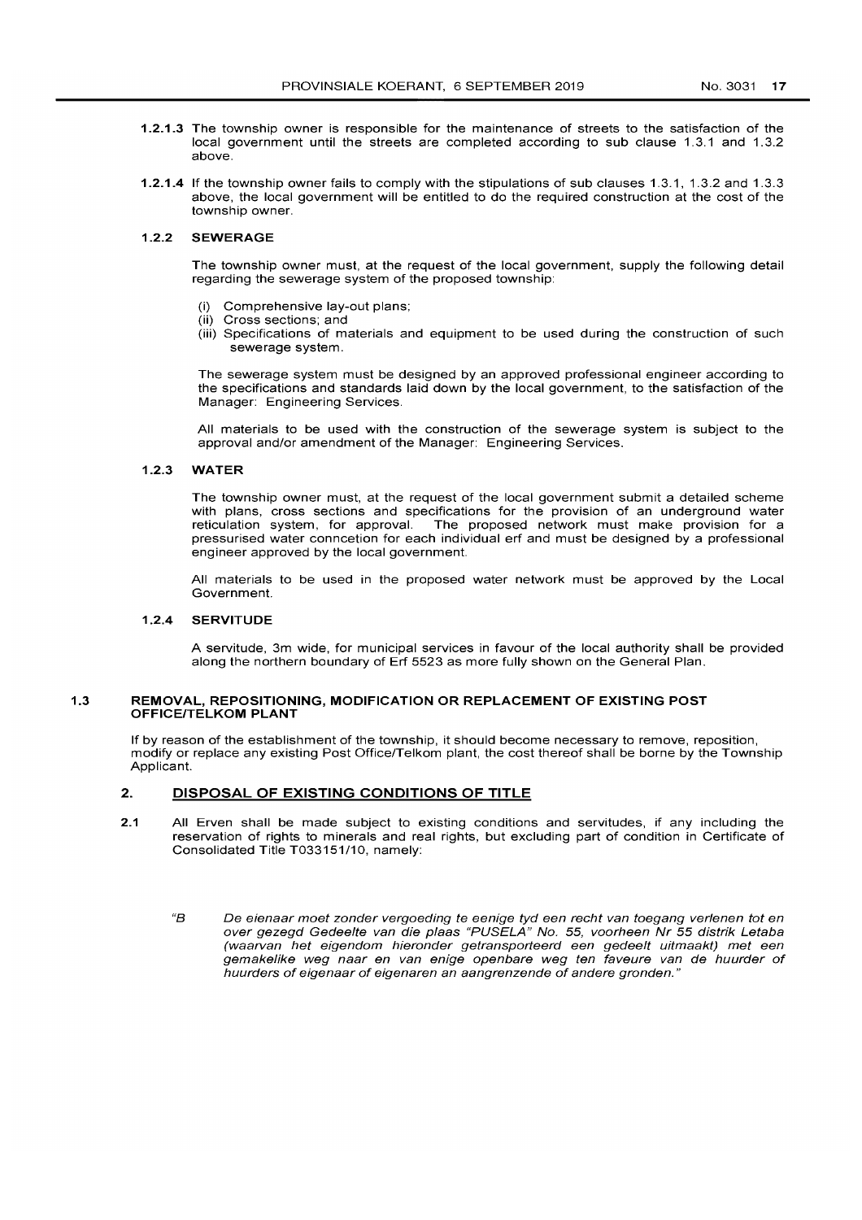**1.2.1.3** The township owner is responsible for the maintenance of streets to the satisfaction of the local government until the streets are completed according to sub clause 1.3.1 and 1.3.2 above.

**1.2.1.4** If the township owner fails to comply with the stipulations of sub clauses 1.3.1, 1.3.2 and 1.3.3 above, the local government will be entitled to do the required construction at the cost of the township owner.

#### 1.2.2 SEWERAGE

The township owner must, at the request of the local government, supply the following detail regarding the sewerage system of the proposed township:

(i) Comprehensive lay-out plans;
(ii) Cross sections; and
(iii) Specifications of materials and equipment to be used during the construction of such sewerage system.

The sewerage system must be designed by an approved professional engineer according to the specifications and standards laid down by the local government, to the satisfaction of the Manager: Engineering Services.

All materials to be used with the construction of the sewerage system is subject to the approval and/or amendment of the Manager: Engineering Services.

#### 1.2.3 WATER

The township owner must, at the request of the local government submit a detailed scheme with plans, cross sections and specifications for the provision of an underground water reticulation system, for approval. The proposed network must make provision for a pressurised water conncetion for each individual erf and must be designed by a professional engineer approved by the local government.

All materials to be used in the proposed water network must be approved by the Local Government.

#### 1.2.4 SERVITUDE

A servitude, 3m wide, for municipal services in favour of the local authority shall be provided along the northern boundary of Erf 5523 as more fully shown on the General Plan.

### 1.3 REMOVAL, REPOSITIONING, MODIFICATION OR REPLACEMENT OF EXISTING POST OFFICE/TELKOM PLANT

If by reason of the establishment of the township, it should become necessary to remove, reposition, modify or replace any existing Post Office/Telkom plant, the cost thereof shall be borne by the Township Applicant.

## 2. DISPOSAL OF EXISTING CONDITIONS OF TITLE

2.1 All Erven shall be made subject to existing conditions and servitudes, if any including the reservation of rights to minerals and real rights, but excluding part of condition in Certificate of Consolidated Title T033151/10, namely:

"B *De eienaar moet zonder vergoeding te eenige tyd een recht van toegang verlenen tot en over gezegd Gedeelte van die plaas "PUSELA" No. 55, voorheen Nr 55 distrik Letaba (waarvan het eigendom hieronder getransporteerd een gedeelt uitmaakt) met een gemakelike weg naar en van enige openbare weg ten faveure van de huurder of huurders of eigenaar of eigenaren an aangrenzende of andere gronden."*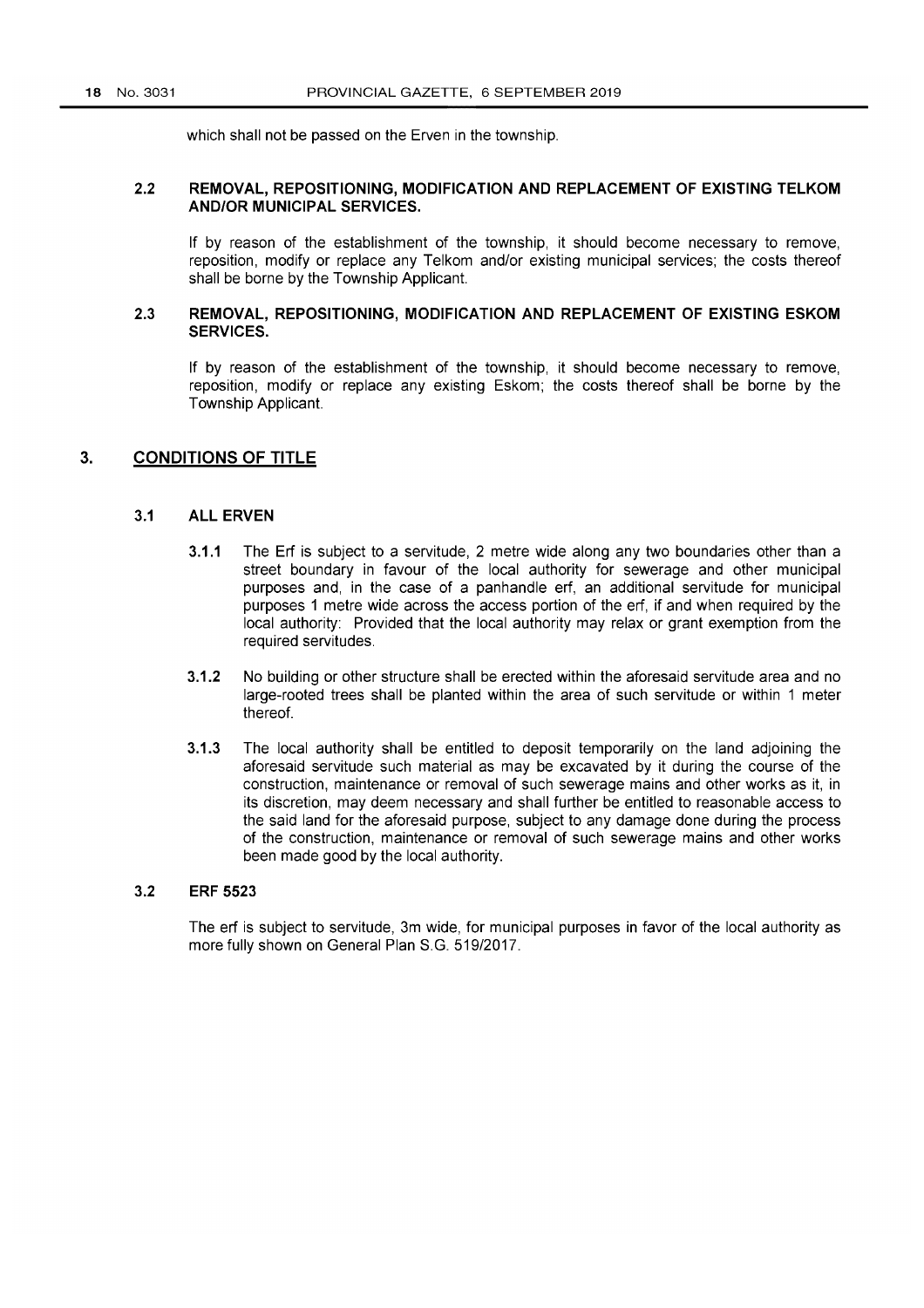which shall not be passed on the Erven in the township.

### 2.2 REMOVAL, REPOSITIONING, MODIFICATION AND REPLACEMENT OF EXISTING TELKOM AND/OR MUNICIPAL SERVICES.

If by reason of the establishment of the township, it should become necessary to remove, reposition, modify or replace any Telkom and/or existing municipal services; the costs thereof shall be borne by the Township Applicant.

### 2.3 REMOVAL, REPOSITIONING, MODIFICATION AND REPLACEMENT OF EXISTING ESKOM SERVICES.

If by reason of the establishment of the township, it should become necessary to remove, reposition, modify or replace any existing Eskom; the costs thereof shall be borne by the Township Applicant.

## 3. CONDITIONS OF TITLE

### 3.1 ALL ERVEN

**3.1.1** The Erf is subject to a servitude, 2 metre wide along any two boundaries other than a street boundary in favour of the local authority for sewerage and other municipal purposes and, in the case of a panhandle erf, an additional servitude for municipal purposes 1 metre wide across the access portion of the erf, if and when required by the local authority: Provided that the local authority may relax or grant exemption from the required servitudes.

**3.1.2** No building or other structure shall be erected within the aforesaid servitude area and no large-rooted trees shall be planted within the area of such servitude or within 1 meter thereof.

**3.1.3** The local authority shall be entitled to deposit temporarily on the land adjoining the aforesaid servitude such material as may be excavated by it during the course of the construction, maintenance or removal of such sewerage mains and other works as it, in its discretion, may deem necessary and shall further be entitled to reasonable access to the said land for the aforesaid purpose, subject to any damage done during the process of the construction, maintenance or removal of such sewerage mains and other works been made good by the local authority.

### 3.2 ERF 5523

The erf is subject to servitude, 3m wide, for municipal purposes in favor of the local authority as more fully shown on General Plan S.G. 519/2017.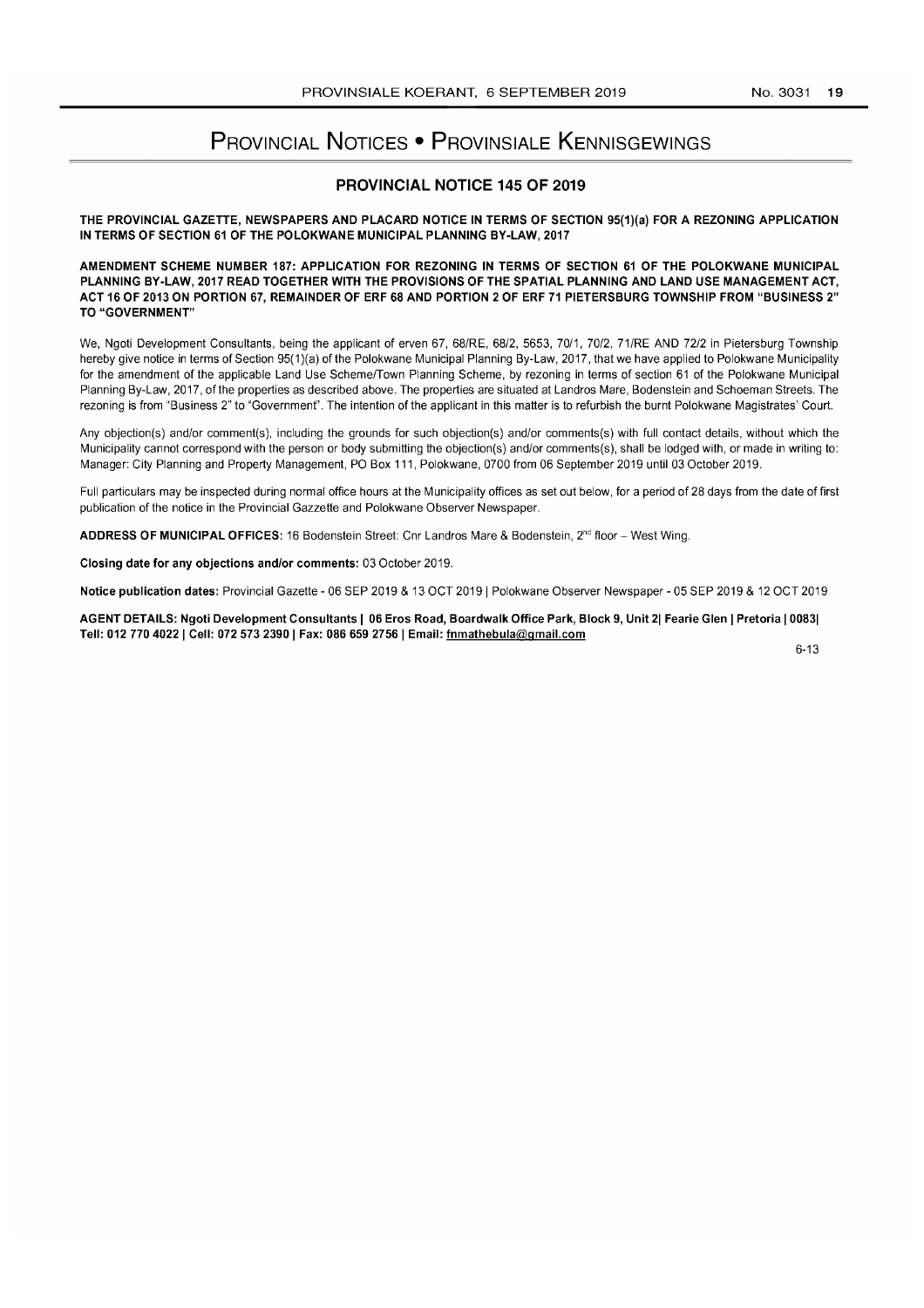# PROVINCIAL NOTICES • PROVINSIALE KENNISGEWINGS

## PROVINCIAL NOTICE 145 OF 2019

**THE PROVINCIAL GAZETTE, NEWSPAPERS AND PLACARD NOTICE IN TERMS OF SECTION 95(1)(a) FOR A REZONING APPLICATION IN TERMS OF SECTION 61 OF THE POLOKWANE MUNICIPAL PLANNING BY-LAW, 2017**

**AMENDMENT SCHEME NUMBER 187: APPLICATION FOR REZONING IN TERMS OF SECTION 61 OF THE POLOKWANE MUNICIPAL PLANNING BY-LAW, 2017 READ TOGETHER WITH THE PROVISIONS OF THE SPATIAL PLANNING AND LAND USE MANAGEMENT ACT, ACT 16 OF 2013 ON PORTION 67, REMAINDER OF ERF 68 AND PORTION 2 OF ERF 71 PIETERSBURG TOWNSHIP FROM "BUSINESS 2" TO "GOVERNMENT"**

We, Ngoti Development Consultants, being the applicant of erven 67, 68/RE, 68/2, 5653, 70/1, 70/2, 71/RE AND 72/2 in Pietersburg Township hereby give notice in terms of Section 95(1)(a) of the Polokwane Municipal Planning By-Law, 2017, that we have applied to Polokwane Municipality for the amendment of the applicable Land Use Scheme/Town Planning Scheme, by rezoning in terms of section 61 of the Polokwane Municipal Planning By-Law, 2017, of the properties as described above. The properties are situated at Landros Mare, Bodenstein and Schoeman Streets. The rezoning is from "Business 2" to "Government". The intention of the applicant in this matter is to refurbish the burnt Polokwane Magistrates' Court.

Any objection(s) and/or comment(s), including the grounds for such objection(s) and/or comments(s) with full contact details, without which the Municipality cannot correspond with the person or body submitting the objection(s) and/or comments(s), shall be lodged with, or made in writing to: Manager: City Planning and Property Management, PO Box 111, Polokwane, 0700 from 06 September 2019 until 03 October 2019.

Full particulars may be inspected during normal office hours at the Municipality offices as set out below, for a period of 28 days from the date of first publication of the notice in the Provincial Gazzette and Polokwane Observer Newspaper.

**ADDRESS OF MUNICIPAL OFFICES:** 16 Bodenstein Street: Cnr Landros Mare & Bodenstein, 2nd floor – West Wing.

**Closing date for any objections and/or comments:** 03 October 2019.

**Notice publication dates:** Provincial Gazette - 06 SEP 2019 & 13 OCT 2019 | Polokwane Observer Newspaper - 05 SEP 2019 & 12 OCT 2019

**AGENT DETAILS: Ngoti Development Consultants | 06 Eros Road, Boardwalk Office Park, Block 9, Unit 2| Fearie Glen | Pretoria | 0083| Tell: 012 770 4022 | Cell: 072 573 2390 | Fax: 086 659 2756 | Email: fnmathebula@gmail.com**

6-13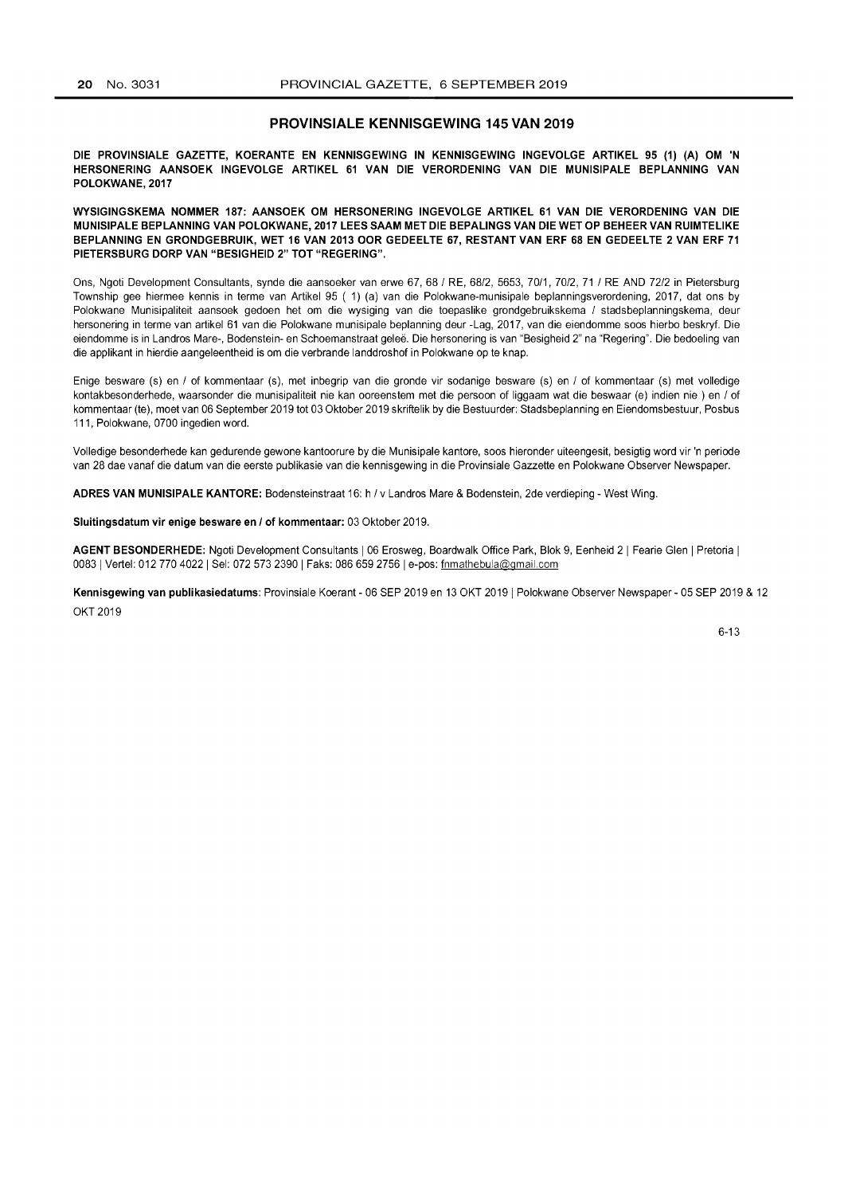## PROVINSIALE KENNISGEWING 145 VAN 2019

**DIE PROVINSIALE GAZETTE, KOERANTE EN KENNISGEWING IN KENNISGEWING INGEVOLGE ARTIKEL 95 (1) (A) OM 'N HERSONERING AANSOEK INGEVOLGE ARTIKEL 61 VAN DIE VERORDENING VAN DIE MUNISIPALE BEPLANNING VAN POLOKWANE, 2017**

**WYSIGINGSKEMA NOMMER 187: AANSOEK OM HERSONERING INGEVOLGE ARTIKEL 61 VAN DIE VERORDENING VAN DIE MUNISIPALE BEPLANNING VAN POLOKWANE, 2017 LEES SAAM MET DIE BEPALINGS VAN DIE WET OP BEHEER VAN RUIMTELIKE BEPLANNING EN GRONDGEBRUIK, WET 16 VAN 2013 OOR GEDEELTE 67, RESTANT VAN ERF 68 EN GEDEELTE 2 VAN ERF 71 PIETERSBURG DORP VAN "BESIGHEID 2" TOT "REGERING".**

Ons, Ngoti Development Consultants, synde die aansoeker van erwe 67, 68 / RE, 68/2, 5653, 70/1, 70/2, 71 / RE AND 72/2 in Pietersburg Township gee hiermee kennis in terme van Artikel 95 ( 1) (a) van die Polokwane-munisipale beplanningsverordening, 2017, dat ons by Polokwane Munisipaliteit aansoek gedoen het om die wysiging van die toepaslike grondgebruikskema / stadsbeplanningskema, deur hersonering in terme van artikel 61 van die Polokwane munisipale beplanning deur -Lag, 2017, van die eiendomme soos hierbo beskryf. Die eiendomme is in Landros Mare-, Bodenstein- en Schoemanstraat geleë. Die hersonering is van "Besigheid 2" na "Regering". Die bedoeling van die applikant in hierdie aangeleentheid is om die verbrande landdroshof in Polokwane op te knap.

Enige besware (s) en / of kommentaar (s), met inbegrip van die gronde vir sodanige besware (s) en / of kommentaar (s) met volledige kontakbesonderhede, waarsonder die munisipaliteit nie kan ooreenstem met die persoon of liggaam wat die beswaar (e) indien nie ) en / of kommentaar (te), moet van 06 September 2019 tot 03 Oktober 2019 skriftelik by die Bestuurder: Stadsbeplanning en Eiendomsbestuur, Posbus 111, Polokwane, 0700 ingedien word.

Volledige besonderhede kan gedurende gewone kantoorure by die Munisipale kantore, soos hieronder uiteengesit, besigtig word vir 'n periode van 28 dae vanaf die datum van die eerste publikasie van die kennisgewing in die Provinsiale Gazzette en Polokwane Observer Newspaper.

**ADRES VAN MUNISIPALE KANTORE:** Bodensteinstraat 16: h / v Landros Mare & Bodenstein, 2de verdieping - West Wing.

**Sluitingsdatum vir enige besware en / of kommentaar:** 03 Oktober 2019.

**AGENT BESONDERHEDE:** Ngoti Development Consultants | 06 Erosweg, Boardwalk Office Park, Blok 9, Eenheid 2 | Fearie Glen | Pretoria | 0083 | Vertel: 012 770 4022 | Sel: 072 573 2390 | Faks: 086 659 2756 | e-pos: fnmathebula@gmail.com

**Kennisgewing van publikasiedatums**: Provinsiale Koerant - 06 SEP 2019 en 13 OKT 2019 | Polokwane Observer Newspaper - 05 SEP 2019 & 12 OKT 2019

6-13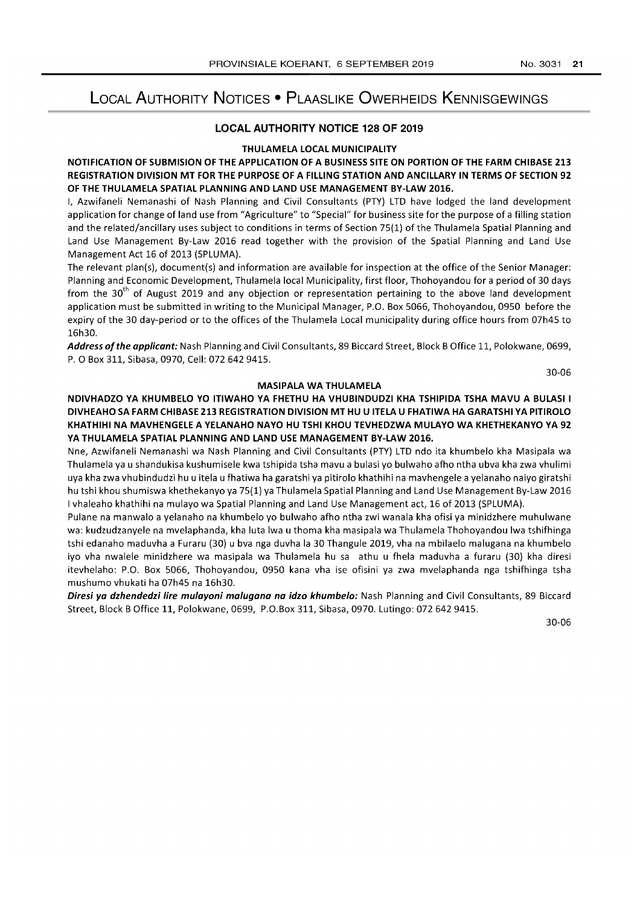# Local Authority Notices • Plaaslike Owerheids Kennisgewings

## LOCAL AUTHORITY NOTICE 128 OF 2019

### THULAMELA LOCAL MUNICIPALITY

**NOTIFICATION OF SUBMISION OF THE APPLICATION OF A BUSINESS SITE ON PORTION OF THE FARM CHIBASE 213 REGISTRATION DIVISION MT FOR THE PURPOSE OF A FILLING STATION AND ANCILLARY IN TERMS OF SECTION 92 OF THE THULAMELA SPATIAL PLANNING AND LAND USE MANAGEMENT BY-LAW 2016.**

I, Azwifaneli Nemanashi of Nash Planning and Civil Consultants (PTY) LTD have lodged the land development application for change of land use from "Agriculture" to "Special" for business site for the purpose of a filling station and the related/ancillary uses subject to conditions in terms of Section 75(1) of the Thulamela Spatial Planning and Land Use Management By-Law 2016 read together with the provision of the Spatial Planning and Land Use Management Act 16 of 2013 (SPLUMA).

The relevant plan(s), document(s) and information are available for inspection at the office of the Senior Manager: Planning and Economic Development, Thulamela local Municipality, first floor, Thohoyandou for a period of 30 days from the 30th of August 2019 and any objection or representation pertaining to the above land development application must be submitted in writing to the Municipal Manager, P.O. Box 5066, Thohoyandou, 0950 before the expiry of the 30 day-period or to the offices of the Thulamela Local municipality during office hours from 07h45 to 16h30.

***Address of the applicant:*** Nash Planning and Civil Consultants, 89 Biccard Street, Block B Office 11, Polokwane, 0699, P. O Box 311, Sibasa, 0970, Cell: 072 642 9415.

30-06

### MASIPALA WA THULAMELA

**NDIVHADZO YA KHUMBELO YO ITIWAHO YA FHETHU HA VHUBINDUDZI KHA TSHIPIDA TSHA MAVU A BULASI I DIVHEAHO SA FARM CHIBASE 213 REGISTRATION DIVISION MT HU U ITELA U FHATIWA HA GARATSHI YA PITIROLO KHATHIHI NA MAVHENGELE A YELANAHO NAYO HU TSHI KHOU TEVHEDZWA MULAYO WA KHETHEKANYO YA 92 YA THULAMELA SPATIAL PLANNING AND LAND USE MANAGEMENT BY-LAW 2016.**

Nne, Azwifaneli Nemanashi wa Nash Planning and Civil Consultants (PTY) LTD ndo ita khumbelo kha Masipala wa Thulamela ya u shandukisa kushumisele kwa tshipida tsha mavu a bulasi yo bulwaho afho ntha ubva kha zwa vhulimi uya kha zwa vhubindudzi hu u itela u fhatiwa ha garatshi ya pitirolo khathihi na mavhengele a yelanaho naiyo giratshi hu tshi khou shumiswa khethekanyo ya 75(1) ya Thulamela Spatial Planning and Land Use Management By-Law 2016 I vhaleaho khathihi na mulayo wa Spatial Planning and Land Use Management act, 16 of 2013 (SPLUMA).

Pulane na manwalo a yelanaho na khumbelo yo bulwaho afho ntha zwi wanala kha ofisi ya minidzhere muhulwane wa: kudzudzanyele na mvelaphanda, kha luta lwa u thoma kha masipala wa Thulamela Thohoyandou lwa tshifhinga tshi edanaho maduvha a Furaru (30) u bva nga duvha la 30 Thangule 2019, vha na mbilaelo malugana na khumbelo iyo vha nwalele minidzhere wa masipala wa Thulamela hu sa athu u fhela maduvha a furaru (30) kha diresi itevhelaho: P.O. Box 5066, Thohoyandou, 0950 kana vha ise ofisini ya zwa mvelaphanda nga tshifhinga tsha mushumo vhukati ha 07h45 na 16h30.

***Diresi ya dzhendedzi lire mulayoni malugana na idzo khumbelo:*** Nash Planning and Civil Consultants, 89 Biccard Street, Block B Office 11, Polokwane, 0699, P.O.Box 311, Sibasa, 0970. Lutingo: 072 642 9415.

30-06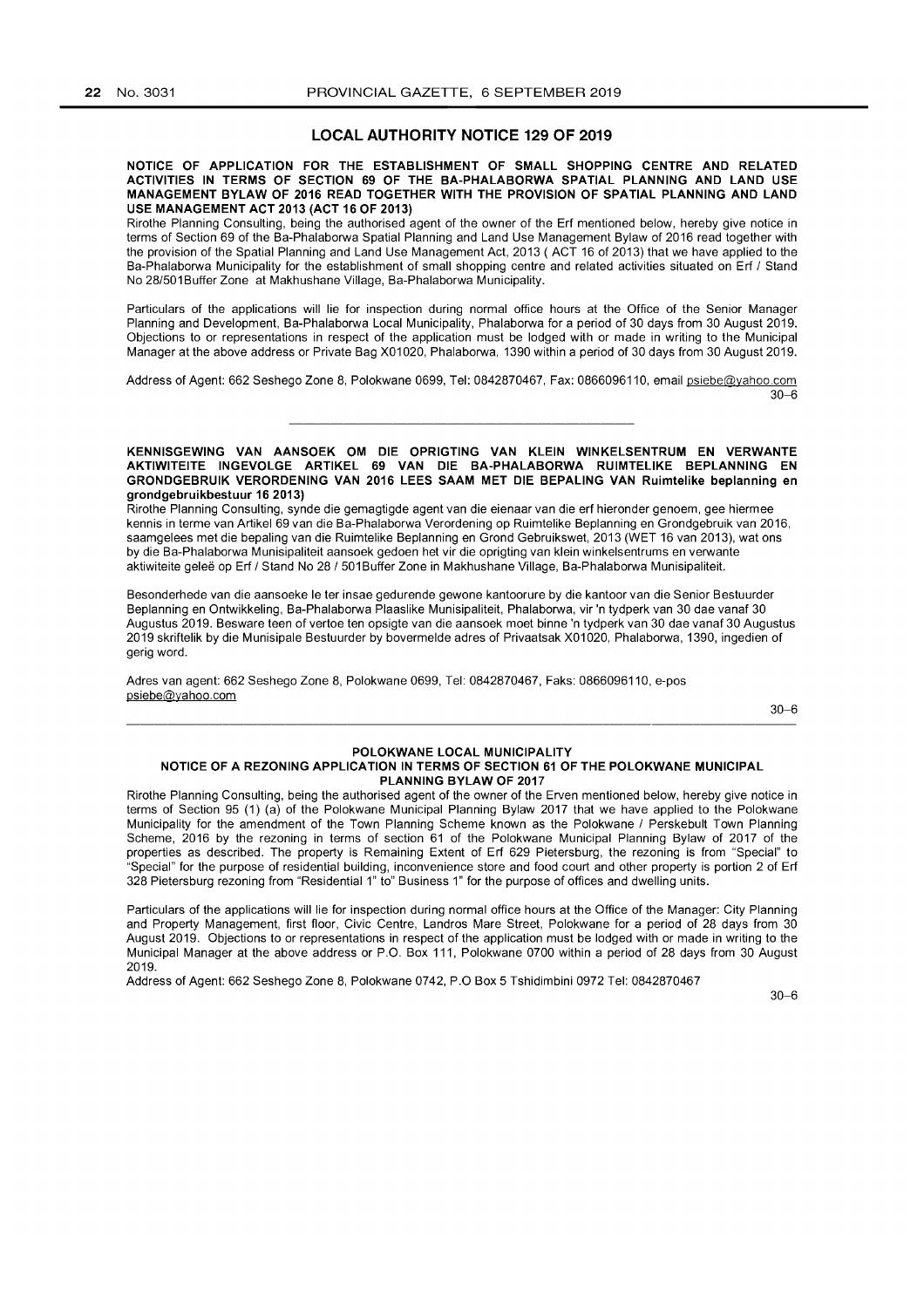## LOCAL AUTHORITY NOTICE 129 OF 2019

**NOTICE OF APPLICATION FOR THE ESTABLISHMENT OF SMALL SHOPPING CENTRE AND RELATED ACTIVITIES IN TERMS OF SECTION 69 OF THE BA-PHALABORWA SPATIAL PLANNING AND LAND USE MANAGEMENT BYLAW OF 2016 READ TOGETHER WITH THE PROVISION OF SPATIAL PLANNING AND LAND USE MANAGEMENT ACT 2013 (ACT 16 OF 2013)**

Rirothe Planning Consulting, being the authorised agent of the owner of the Erf mentioned below, hereby give notice in terms of Section 69 of the Ba-Phalaborwa Spatial Planning and Land Use Management Bylaw of 2016 read together with the provision of the Spatial Planning and Land Use Management Act, 2013 ( ACT 16 of 2013) that we have applied to the Ba-Phalaborwa Municipality for the establishment of small shopping centre and related activities situated on Erf / Stand No 28/501Buffer Zone at Makhushane Village, Ba-Phalaborwa Municipality.

Particulars of the applications will lie for inspection during normal office hours at the Office of the Senior Manager Planning and Development, Ba-Phalaborwa Local Municipality, Phalaborwa for a period of 30 days from 30 August 2019. Objections to or representations in respect of the application must be lodged with or made in writing to the Municipal Manager at the above address or Private Bag X01020, Phalaborwa, 1390 within a period of 30 days from 30 August 2019.

Address of Agent: 662 Seshego Zone 8, Polokwane 0699, Tel: 0842870467, Fax: 0866096110, email psiebe@yahoo.com

30–6

---

**KENNISGEWING VAN AANSOEK OM DIE OPRIGTING VAN KLEIN WINKELSENTRUM EN VERWANTE AKTIWITEITE INGEVOLGE ARTIKEL 69 VAN DIE BA-PHALABORWA RUIMTELIKE BEPLANNING EN GRONDGEBRUIK VERORDENING VAN 2016 LEES SAAM MET DIE BEPALING VAN Ruimtelike beplanning en grondgebruikbestuur 16 2013)**

Rirothe Planning Consulting, synde die gemagtigde agent van die eienaar van die erf hieronder genoem, gee hiermee kennis in terme van Artikel 69 van die Ba-Phalaborwa Verordening op Ruimtelike Beplanning en Grondgebruik van 2016, saamgelees met die bepaling van die Ruimtelike Beplanning en Grond Gebruikswet, 2013 (WET 16 van 2013), wat ons by die Ba-Phalaborwa Munisipaliteit aansoek gedoen het vir die oprigting van klein winkelsentrums en verwante aktiwiteite geleë op Erf / Stand No 28 / 501Buffer Zone in Makhushane Village, Ba-Phalaborwa Munisipaliteit.

Besonderhede van die aansoeke le ter insae gedurende gewone kantoorure by die kantoor van die Senior Bestuurder Beplanning en Ontwikkeling, Ba-Phalaborwa Plaaslike Munisipaliteit, Phalaborwa, vir 'n tydperk van 30 dae vanaf 30 Augustus 2019. Besware teen of vertoe ten opsigte van die aansoek moet binne 'n tydperk van 30 dae vanaf 30 Augustus 2019 skriftelik by die Munisipale Bestuurder by bovermelde adres of Privaatsak X01020, Phalaborwa, 1390, ingedien of gerig word.

Adres van agent: 662 Seshego Zone 8, Polokwane 0699, Tel: 0842870467, Faks: 0866096110, e-pos psiebe@yahoo.com

30–6

---

**POLOKWANE LOCAL MUNICIPALITY**
**NOTICE OF A REZONING APPLICATION IN TERMS OF SECTION 61 OF THE POLOKWANE MUNICIPAL PLANNING BYLAW OF 2017**

Rirothe Planning Consulting, being the authorised agent of the owner of the Erven mentioned below, hereby give notice in terms of Section 95 (1) (a) of the Polokwane Municipal Planning Bylaw 2017 that we have applied to the Polokwane Municipality for the amendment of the Town Planning Scheme known as the Polokwane / Perskebult Town Planning Scheme, 2016 by the rezoning in terms of section 61 of the Polokwane Municipal Planning Bylaw of 2017 of the properties as described. The property is Remaining Extent of Erf 629 Pietersburg, the rezoning is from "Special" to "Special" for the purpose of residential building, inconvenience store and food court and other property is portion 2 of Erf 328 Pietersburg rezoning from "Residential 1" to" Business 1" for the purpose of offices and dwelling units.

Particulars of the applications will lie for inspection during normal office hours at the Office of the Manager: City Planning and Property Management, first floor, Civic Centre, Landros Mare Street, Polokwane for a period of 28 days from 30 August 2019. Objections to or representations in respect of the application must be lodged with or made in writing to the Municipal Manager at the above address or P.O. Box 111, Polokwane 0700 within a period of 28 days from 30 August 2019.

Address of Agent: 662 Seshego Zone 8, Polokwane 0742, P.O Box 5 Tshidimbini 0972 Tel: 0842870467

30–6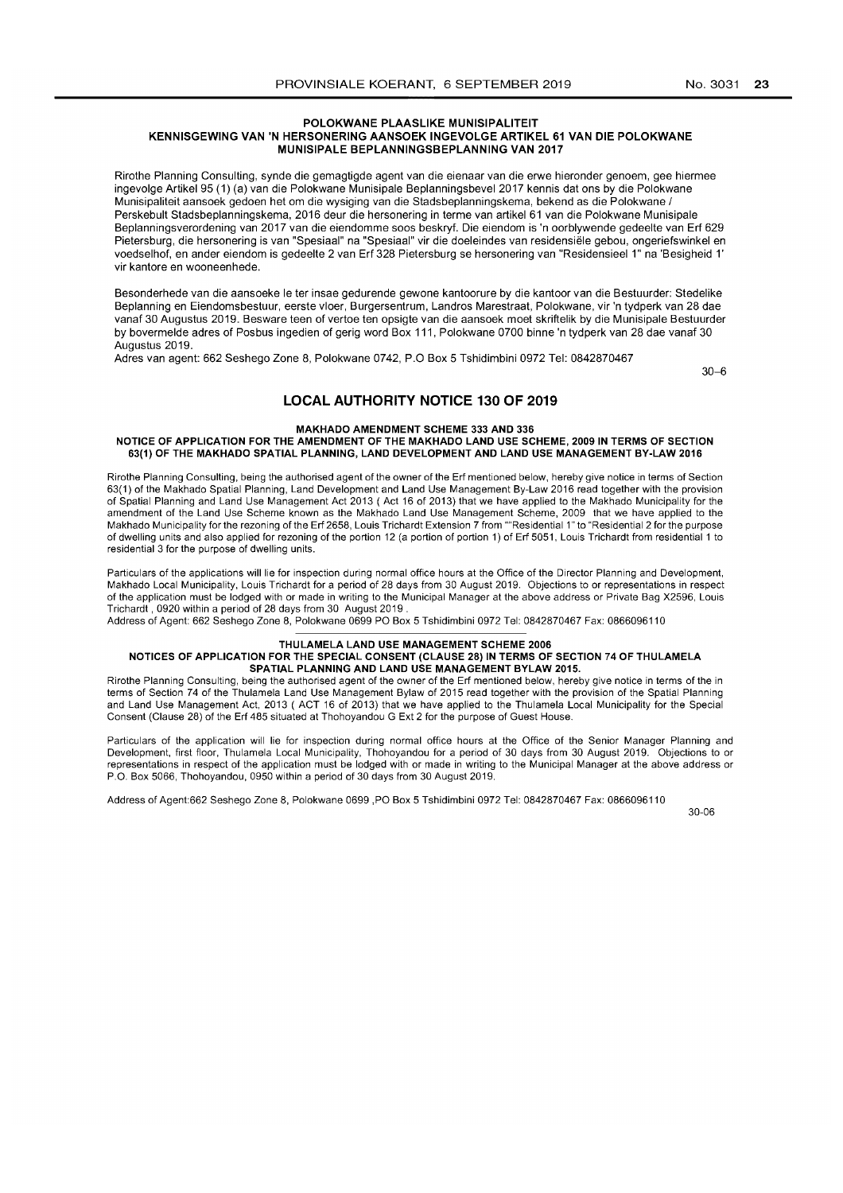**POLOKWANE PLAASLIKE MUNISIPALITEIT**
**KENNISGEWING VAN 'N HERSONERING AANSOEK INGEVOLGE ARTIKEL 61 VAN DIE POLOKWANE MUNISIPALE BEPLANNINGSBEPLANNING VAN 2017**

Rirothe Planning Consulting, synde die gemagtigde agent van die eienaar van die erwe hieronder genoem, gee hiermee ingevolge Artikel 95 (1) (a) van die Polokwane Munisipale Beplanningsbevel 2017 kennis dat ons by die Polokwane Munisipaliteit aansoek gedoen het om die wysiging van die Stadsbeplanningskema, bekend as die Polokwane / Perskebult Stadsbeplanningskema, 2016 deur die hersonering in terme van artikel 61 van die Polokwane Munisipale Beplanningsverordening van 2017 van die eiendomme soos beskryf. Die eiendom is 'n oorblywende gedeelte van Erf 629 Pietersburg, die hersonering is van "Spesiaal" na "Spesiaal" vir die doeleindes van residensiële gebou, ongeriefswinkel en voedselhof, en ander eiendom is gedeelte 2 van Erf 328 Pietersburg se hersonering van "Residensieel 1" na 'Besigheid 1' vir kantore en wooneenhede.

Besonderhede van die aansoeke le ter insae gedurende gewone kantoorure by die kantoor van die Bestuurder: Stedelike Beplanning en Eiendomsbestuur, eerste vloer, Burgersentrum, Landros Marestraat, Polokwane, vir 'n tydperk van 28 dae vanaf 30 Augustus 2019. Besware teen of vertoe ten opsigte van die aansoek moet skriftelik by die Munisipale Bestuurder by bovermelde adres of Posbus ingedien of gerig word Box 111, Polokwane 0700 binne 'n tydperk van 28 dae vanaf 30 Augustus 2019.

Adres van agent: 662 Seshego Zone 8, Polokwane 0742, P.O Box 5 Tshidimbini 0972 Tel: 0842870467

30–6

## LOCAL AUTHORITY NOTICE 130 OF 2019

**MAKHADO AMENDMENT SCHEME 333 AND 336**
**NOTICE OF APPLICATION FOR THE AMENDMENT OF THE MAKHADO LAND USE SCHEME, 2009 IN TERMS OF SECTION 63(1) OF THE MAKHADO SPATIAL PLANNING, LAND DEVELOPMENT AND LAND USE MANAGEMENT BY-LAW 2016**

Rirothe Planning Consulting, being the authorised agent of the owner of the Erf mentioned below, hereby give notice in terms of Section 63(1) of the Makhado Spatial Planning, Land Development and Land Use Management By-Law 2016 read together with the provision of Spatial Planning and Land Use Management Act 2013 ( Act 16 of 2013) that we have applied to the Makhado Municipality for the amendment of the Land Use Scheme known as the Makhado Land Use Management Scheme, 2009 that we have applied to the Makhado Municipality for the rezoning of the Erf 2658, Louis Trichardt Extension 7 from ""Residential 1" to "Residential 2 for the purpose of dwelling units and also applied for rezoning of the portion 12 (a portion of portion 1) of Erf 5051, Louis Trichardt from residential 1 to residential 3 for the purpose of dwelling units.

Particulars of the applications will lie for inspection during normal office hours at the Office of the Director Planning and Development, Makhado Local Municipality, Louis Trichardt for a period of 28 days from 30 August 2019. Objections to or representations in respect of the application must be lodged with or made in writing to the Municipal Manager at the above address or Private Bag X2596, Louis Trichardt , 0920 within a period of 28 days from 30 August 2019 .

Address of Agent: 662 Seshego Zone 8, Polokwane 0699 PO Box 5 Tshidimbini 0972 Tel: 0842870467 Fax: 0866096110

---

**THULAMELA LAND USE MANAGEMENT SCHEME 2006**
**NOTICES OF APPLICATION FOR THE SPECIAL CONSENT (CLAUSE 28) IN TERMS OF SECTION 74 OF THULAMELA SPATIAL PLANNING AND LAND USE MANAGEMENT BYLAW 2015.**

Rirothe Planning Consulting, being the authorised agent of the owner of the Erf mentioned below, hereby give notice in terms of the in terms of Section 74 of the Thulamela Land Use Management Bylaw of 2015 read together with the provision of the Spatial Planning and Land Use Management Act, 2013 ( ACT 16 of 2013) that we have applied to the Thulamela Local Municipality for the Special Consent (Clause 28) of the Erf 485 situated at Thohoyandou G Ext 2 for the purpose of Guest House.

Particulars of the application will lie for inspection during normal office hours at the Office of the Senior Manager Planning and Development, first floor, Thulamela Local Municipality, Thohoyandou for a period of 30 days from 30 August 2019. Objections to or representations in respect of the application must be lodged with or made in writing to the Municipal Manager at the above address or P.O. Box 5066, Thohoyandou, 0950 within a period of 30 days from 30 August 2019.

Address of Agent:662 Seshego Zone 8, Polokwane 0699 ,PO Box 5 Tshidimbini 0972 Tel: 0842870467 Fax: 0866096110

30-06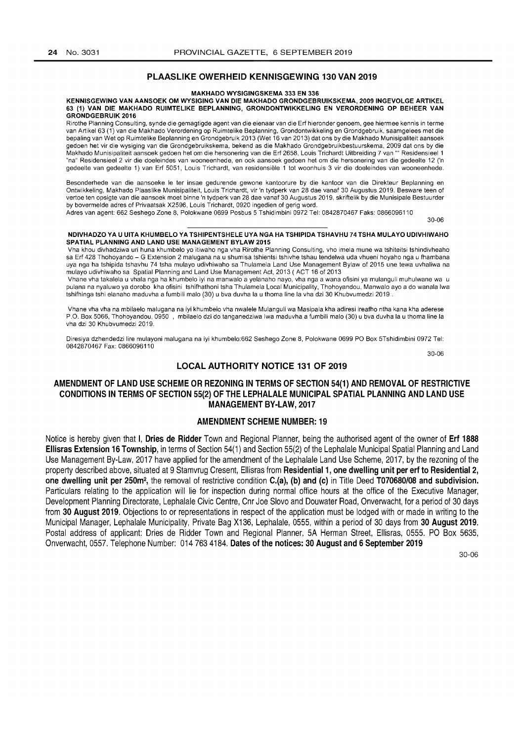## PLAASLIKE OWERHEID KENNISGEWING 130 VAN 2019

**MAKHADO WYSIGINGSKEMA 333 EN 336**

**KENNISGEWING VAN AANSOEK OM WYSIGING VAN DIE MAKHADO GRONDGEBRUIKSKEMA, 2009 INGEVOLGE ARTIKEL 63 (1) VAN DIE MAKHADO RUIMTELIKE BEPLANNING, GRONDONTWIKKELING EN VERORDENING OP BEHEER VAN GRONDGEBRUIK 2016**

Rirothe Planning Consulting, synde die gemagtigde agent van die eienaar van die Erf hieronder genoem, gee hiermee kennis in terme van Artikel 63 (1) van die Makhado Verordening op Ruimtelike Beplanning, Grondontwikkeling en Grondgebruik, saamgelees met die bepaling van Wet op Ruimtelike Beplanning en Grondgebruik 2013 (Wet 16 van 2013) dat ons by die Makhado Munisipaliteit aansoek gedoen het vir die wysiging van die Grondgebruikskema, bekend as die Makhado Grondgebruikbestuurskema, 2009 dat ons by die Makhado Munisipaliteit aansoek gedoen het om die hersonering van die Erf 2658, Louis Trichardt Uitbreiding 7 van "" Residensieel 1 "na" Residensieel 2 vir die doeleindes van wooneenhede, en ook aansoek gedoen het om die hersonering van die gedeelte 12 ('n gedeelte van gedeelte 1) van Erf 5051, Louis Trichardt, van residensiële 1 tot woonhuis 3 vir die doeleindes van wooneenhede.

Besonderhede van die aansoeke le ter insae gedurende gewone kantoorure by die kantoor van die Direkteur Beplanning en Ontwikkeling, Makhado Plaaslike Munisipaliteit, Louis Trichardt, vir 'n tydperk van 28 dae vanaf 30 Augustus 2019. Besware teen of vertoe ten opsigte van die aansoek moet binne 'n tydperk van 28 dae vanaf 30 Augustus 2019, skriftelik by die Munisipale Bestuurder by bovermelde adres of Privaatsak X2596, Louis Trichardt, 0920 ingedien of gerig word.

Adres van agent: 662 Seshego Zone 8, Polokwane 0699 Posbus 5 Tshidimbini 0972 Tel: 0842870467 Faks: 0866096110

30-06

---

**NDIVHADZO YA U UITA KHUMBELO YA TSHIPENTSHELE UYA NGA HA TSHIPIDA TSHAVHU 74 TSHA MULAYO UDIVHIWAHO SPATIAL PLANNING AND LAND USE MANAGEMENT BYLAW 2015**

Vha khou divhadziwa uri huna khumbelo yo itiwaho nga vha Rirothe Planning Consulting, vho imela mune wa tshiteitsi tshindivheaho sa Erf 428 Thohoyando – G Extension 2 malugana na u shumisa tshientsi tshivhe tshau tendelwa uda vhueni hoyaho nga u fhambana uya nga ha tshipida tshavhu 74 tsha mulayo udivhiwaho sa Thulamela Land Use Management Bylaw of 2015 une tewa uvhaliwa na mulayo udivhiwaho sa Spatial Planning and Land Use Management Act, 2013 ( ACT 16 of 2013

Vhane vha takalela u vhala nga ha khumbelo iyi na manwalo a yelanaho nayo, vha nga a wana ofisini ya mulanguli muhulwane wa u pulana na nyaluwo ya dorobo kha ofisini tshifhathoni tsha Thulamela Local Municipality, Thohoyandou, Manwalo ayo a do wanala lwa tshifhinga tshi elanaho maduvha a fumbili malo (30) u bva duvha la u thoma line la vha dzi 30 Khubvumedzi 2019 .

Vhane vha vha na mbilaelo malugana na iyi khumbelo vha nwalele Mulanguli wa Masipala kha adiresi ireafho ntha kana kha aderese P.O. Box 5066, Thohoyandou, 0950 , mbilaelo dzi do tanganedziwa lwa maduvha a fumbili malo (30) u bva duvha la u thoma line la vha dzi 30 Khubvumedzi 2019.

Diresiya dzhendedzi lire mulayoni malugana na iyi khumbelo:662 Seshego Zone 8, Polokwane 0699 PO Box 5Tshidimbini 0972 Tel: 0842870467 Fax: 0866096110

30-06

## LOCAL AUTHORITY NOTICE 131 OF 2019

### AMENDMENT OF LAND USE SCHEME OR REZONING IN TERMS OF SECTION 54(1) AND REMOVAL OF RESTRICTIVE CONDITIONS IN TERMS OF SECTION 55(2) OF THE LEPHALALE MUNICIPAL SPATIAL PLANNING AND LAND USE MANAGEMENT BY-LAW, 2017

### AMENDMENT SCHEME NUMBER: 19

Notice is hereby given that I, **Dries de Ridder** Town and Regional Planner, being the authorised agent of the owner of **Erf 1888 Ellisras Extension 16 Township**, in terms of Section 54(1) and Section 55(2) of the Lephalale Municipal Spatial Planning and Land Use Management By-Law, 2017 have applied for the amendment of the Lephalale Land Use Scheme, 2017, by the rezoning of the property described above, situated at 9 Stamvrug Cresent, Ellisras from **Residential 1, one dwelling unit per erf to Residential 2, one dwelling unit per 250m²**, the removal of restrictive condition **C.(a), (b) and (c)** in Title Deed **T070680/08 and subdivision.** Particulars relating to the application will lie for inspection during normal office hours at the office of the Executive Manager, Development Planning Directorate, Lephalale Civic Centre, Cnr Joe Slovo and Douwater Road, Onverwacht, for a period of 30 days from **30 August 2019**. Objections to or representations in respect of the application must be lodged with or made in writing to the Municipal Manager, Lephalale Municipality, Private Bag X136, Lephalale, 0555, within a period of 30 days from **30 August 2019**. Postal address of applicant: Dries de Ridder Town and Regional Planner, 5A Herman Street, Ellisras, 0555. PO Box 5635, Onverwacht, 0557. Telephone Number: 014 763 4184. **Dates of the notices: 30 August and 6 September 2019**

30-06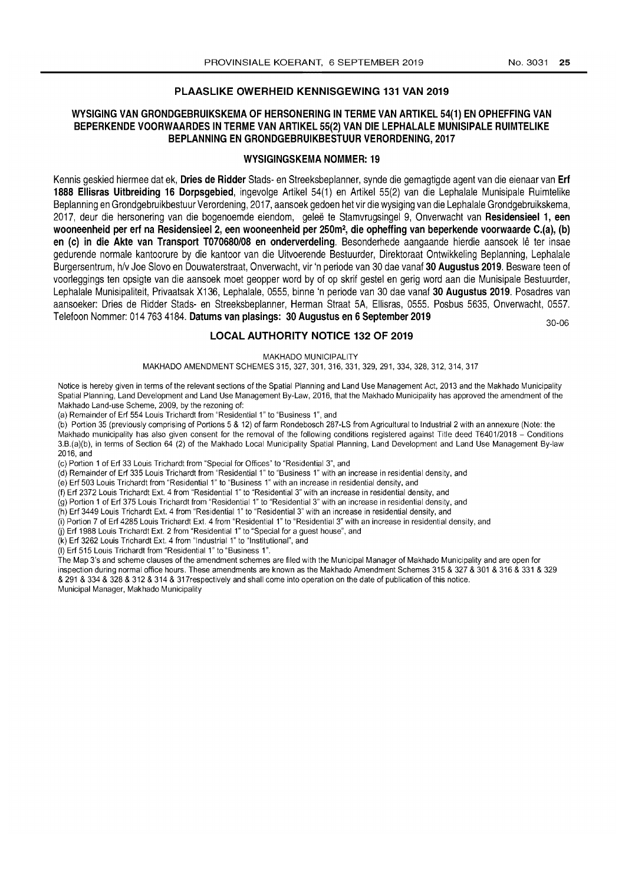## PLAASLIKE OWERHEID KENNISGEWING 131 VAN 2019

### WYSIGING VAN GRONDGEBRUIKSKEMA OF HERSONERING IN TERME VAN ARTIKEL 54(1) EN OPHEFFING VAN BEPERKENDE VOORWAARDES IN TERME VAN ARTIKEL 55(2) VAN DIE LEPHALALE MUNISIPALE RUIMTELIKE BEPLANNING EN GRONDGEBRUIKBESTUUR VERORDENING, 2017

### WYSIGINGSKEMA NOMMER: 19

Kennis geskied hiermee dat ek, **Dries de Ridder** Stads- en Streeksbeplanner, synde die gemagtigde agent van die eienaar van **Erf 1888 Ellisras Uitbreiding 16 Dorpsgebied**, ingevolge Artikel 54(1) en Artikel 55(2) van die Lephalale Munisipale Ruimtelike Beplanning en Grondgebruikbestuur Verordening, 2017, aansoek gedoen het vir die wysiging van die Lephalale Grondgebruikskema, 2017, deur die hersonering van die bogenoemde eiendom, geleë te Stamvrugsingel 9, Onverwacht van **Residensieel 1, een wooneenheid per erf na Residensieel 2, een wooneenheid per 250m², die opheffing van beperkende voorwaarde C.(a), (b) en (c) in die Akte van Transport T070680/08 en onderverdeling**. Besonderhede aangaande hierdie aansoek lê ter insae gedurende normale kantoorure by die kantoor van die Uitvoerende Bestuurder, Direktoraat Ontwikkeling Beplanning, Lephalale Burgersentrum, h/v Joe Slovo en Douwaterstraat, Onverwacht, vir 'n periode van 30 dae vanaf **30 Augustus 2019**. Besware teen of voorleggings ten opsigte van die aansoek moet geopper word by of op skrif gestel en gerig word aan die Munisipale Bestuurder, Lephalale Munisipaliteit, Privaatsak X136, Lephalale, 0555, binne 'n periode van 30 dae vanaf **30 Augustus 2019**. Posadres van aansoeker: Dries de Ridder Stads- en Streeksbeplanner, Herman Straat 5A, Ellisras, 0555. Posbus 5635, Onverwacht, 0557. Telefoon Nommer: 014 763 4184. **Datums van plasings: 30 Augustus en 6 September 2019**

30-06

## LOCAL AUTHORITY NOTICE 132 OF 2019

MAKHADO MUNICIPALITY

MAKHADO AMENDMENT SCHEMES 315, 327, 301, 316, 331, 329, 291, 334, 328, 312, 314, 317

Notice is hereby given in terms of the relevant sections of the Spatial Planning and Land Use Management Act, 2013 and the Makhado Municipality Spatial Planning, Land Development and Land Use Management By-Law, 2016, that the Makhado Municipality has approved the amendment of the Makhado Land-use Scheme, 2009, by the rezoning of:

(a) Remainder of Erf 554 Louis Trichardt from "Residential 1" to "Business 1", and

(b) Portion 35 (previously comprising of Portions 5 & 12) of farm Rondebosch 287-LS from Agricultural to Industrial 2 with an annexure (Note: the Makhado municipality has also given consent for the removal of the following conditions registered against Title deed T6401/2018 – Conditions 3.B.(a)(b), in terms of Section 64 (2) of the Makhado Local Municipality Spatial Planning, Land Development and Land Use Management By-law 2016, and

(c) Portion 1 of Erf 33 Louis Trichardt from "Special for Offices" to "Residential 3", and

(d) Remainder of Erf 335 Louis Trichardt from "Residential 1" to "Business 1" with an increase in residential density, and

(e) Erf 503 Louis Trichardt from "Residential 1" to "Business 1" with an increase in residential density, and

(f) Erf 2372 Louis Trichardt Ext. 4 from "Residential 1" to "Residential 3" with an increase in residential density, and

(g) Portion 1 of Erf 375 Louis Trichardt from "Residential 1" to "Residential 3" with an increase in residential density, and

(h) Erf 3449 Louis Trichardt Ext. 4 from "Residential 1" to "Residential 3" with an increase in residential density, and

(i) Portion 7 of Erf 4285 Louis Trichardt Ext. 4 from "Residential 1" to "Residential 3" with an increase in residential density, and

(j) Erf 1988 Louis Trichardt Ext. 2 from "Residential 1" to "Special for a guest house", and

(k) Erf 3262 Louis Trichardt Ext. 4 from "Industrial 1" to "Institutional", and

(l) Erf 515 Louis Trichardt from "Residential 1" to "Business 1".

The Map 3's and scheme clauses of the amendment schemes are filed with the Municipal Manager of Makhado Municipality and are open for inspection during normal office hours. These amendments are known as the Makhado Amendment Schemes 315 & 327 & 301 & 316 & 331 & 329 & 291 & 334 & 328 & 312 & 314 & 317respectively and shall come into operation on the date of publication of this notice.

Municipal Manager, Makhado Municipality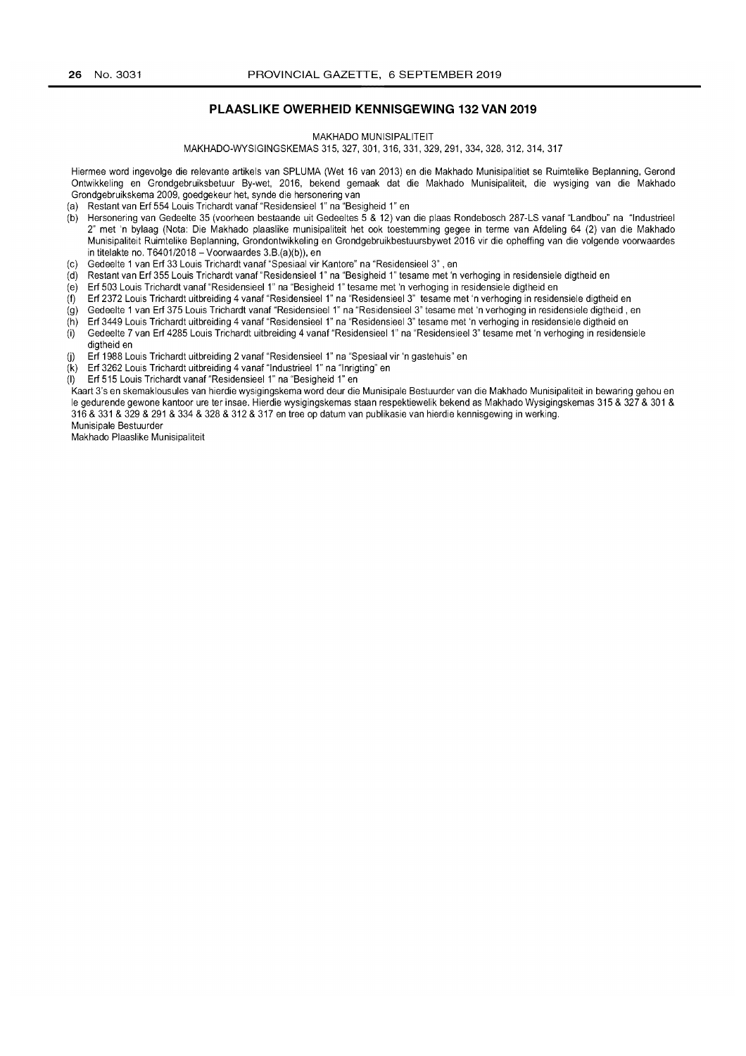## PLAASLIKE OWERHEID KENNISGEWING 132 VAN 2019

MAKHADO MUNISIPALITEIT

MAKHADO-WYSIGINGSKEMAS 315, 327, 301, 316, 331, 329, 291, 334, 328, 312, 314, 317

Hiermee word ingevolge die relevante artikels van SPLUMA (Wet 16 van 2013) en die Makhado Munisipalitiet se Ruimtelike Beplanning, Gerond Ontwikkeling en Grondgebruiksbetuur By-wet, 2016, bekend gemaak dat die Makhado Munisipaliteit, die wysiging van die Makhado Grondgebruikskema 2009, goedgekeur het, synde die hersonering van

(a) Restant van Erf 554 Louis Trichardt vanaf "Residensieel 1" na "Besigheid 1" en
(b) Hersonering van Gedeelte 35 (voorheen bestaande uit Gedeeltes 5 & 12) van die plaas Rondebosch 287-LS vanaf "Landbou" na "Industrieel 2" met 'n bylaag (Nota: Die Makhado plaaslike munisipaliteit het ook toestemming gegee in terme van Afdeling 64 (2) van die Makhado Munisipaliteit Ruimtelike Beplanning, Grondontwikkeling en Grondgebruikbestuursbywet 2016 vir die opheffing van die volgende voorwaardes in titelakte no. T6401/2018 – Voorwaardes 3.B.(a)(b)), en
(c) Gedeelte 1 van Erf 33 Louis Trichardt vanaf "Spesiaal vir Kantore" na "Residensieel 3" , en
(d) Restant van Erf 355 Louis Trichardt vanaf "Residensieel 1" na "Besigheid 1" tesame met 'n verhoging in residensiele digtheid en
(e) Erf 503 Louis Trichardt vanaf "Residensieel 1" na "Besigheid 1" tesame met 'n verhoging in residensiele digtheid en
(f) Erf 2372 Louis Trichardt uitbreiding 4 vanaf "Residensieel 1" na "Residensieel 3" tesame met 'n verhoging in residensiele digtheid en
(g) Gedeelte 1 van Erf 375 Louis Trichardt vanaf "Residensieel 1" na "Residensieel 3" tesame met 'n verhoging in residensiele digtheid , en
(h) Erf 3449 Louis Trichardt uitbreiding 4 vanaf "Residensieel 1" na "Residensieel 3" tesame met 'n verhoging in residensiele digtheid en
(i) Gedeelte 7 van Erf 4285 Louis Trichardt uitbreiding 4 vanaf "Residensieel 1" na "Residensieel 3" tesame met 'n verhoging in residensiele digtheid en
(j) Erf 1988 Louis Trichardt uitbreiding 2 vanaf "Residensieel 1" na "Spesiaal vir 'n gastehuis" en
(k) Erf 3262 Louis Trichardt uitbreiding 4 vanaf "Industrieel 1" na "Inrigting" en
(l) Erf 515 Louis Trichardt vanaf "Residensieel 1" na "Besigheid 1" en

Kaart 3's en skemaklousules van hierdie wysigingskema word deur die Munisipale Bestuurder van die Makhado Munisipaliteit in bewaring gehou en le gedurende gewone kantoor ure ter insae. Hierdie wysigingskemas staan respektiewelik bekend as Makhado Wysigingskemas 315 & 327 & 301 & 316 & 331 & 329 & 291 & 334 & 328 & 312 & 317 en tree op datum van publikasie van hierdie kennisgewing in werking.

Munisipale Bestuurder
Makhado Plaaslike Munisipaliteit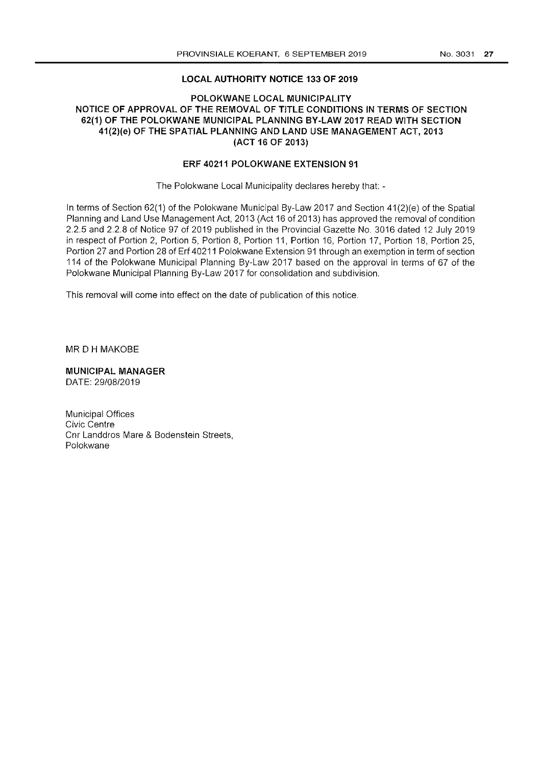## LOCAL AUTHORITY NOTICE 133 OF 2019

### POLOKWANE LOCAL MUNICIPALITY
### NOTICE OF APPROVAL OF THE REMOVAL OF TITLE CONDITIONS IN TERMS OF SECTION 62(1) OF THE POLOKWANE MUNICIPAL PLANNING BY-LAW 2017 READ WITH SECTION 41(2)(e) OF THE SPATIAL PLANNING AND LAND USE MANAGEMENT ACT, 2013 (ACT 16 OF 2013)

### ERF 40211 POLOKWANE EXTENSION 91

The Polokwane Local Municipality declares hereby that: -

In terms of Section 62(1) of the Polokwane Municipal By-Law 2017 and Section 41(2)(e) of the Spatial Planning and Land Use Management Act, 2013 (Act 16 of 2013) has approved the removal of condition 2.2.5 and 2.2.8 of Notice 97 of 2019 published in the Provincial Gazette No. 3016 dated 12 July 2019 in respect of Portion 2, Portion 5, Portion 8, Portion 11, Portion 16, Portion 17, Portion 18, Portion 25, Portion 27 and Portion 28 of Erf 40211 Polokwane Extension 91 through an exemption in term of section 114 of the Polokwane Municipal Planning By-Law 2017 based on the approval in terms of 67 of the Polokwane Municipal Planning By-Law 2017 for consolidation and subdivision.

This removal will come into effect on the date of publication of this notice.

MR D H MAKOBE

**MUNICIPAL MANAGER**
DATE: 29/08/2019

Municipal Offices
Civic Centre
Cnr Landdros Mare & Bodenstein Streets,
Polokwane